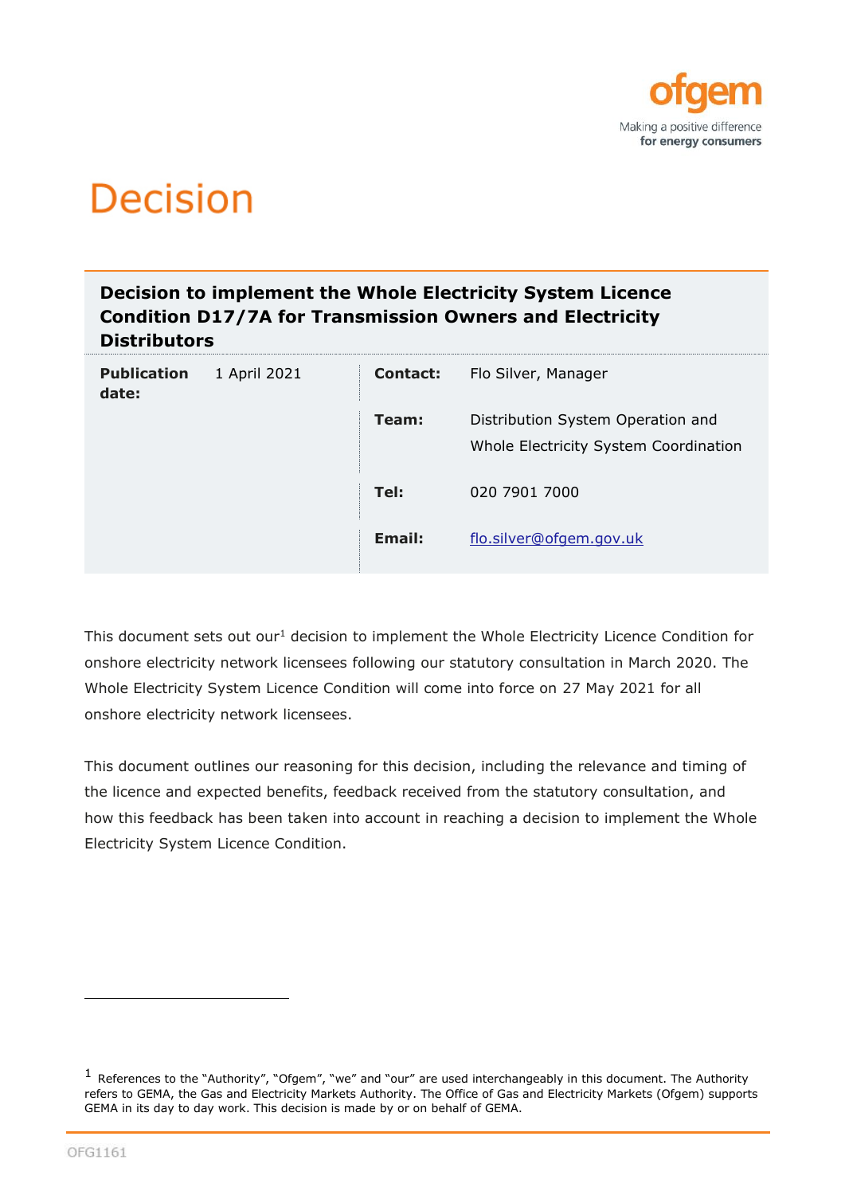# Decision

## Decision to implement the Whole Electricity System Licence Condition D17/7A for Transmission Owners and Electricity Distributors

| | | | |
|---|---|---|---|
| **Publication date:** | 1 April 2021 | **Contact:** | Flo Silver, Manager |
| | | **Team:** | Distribution System Operation and Whole Electricity System Coordination |
| | | **Tel:** | 020 7901 7000 |
| | | **Email:** | flo.silver@ofgem.gov.uk |

This document sets out our[1] decision to implement the Whole Electricity Licence Condition for onshore electricity network licensees following our statutory consultation in March 2020. The Whole Electricity System Licence Condition will come into force on 27 May 2021 for all onshore electricity network licensees.

This document outlines our reasoning for this decision, including the relevance and timing of the licence and expected benefits, feedback received from the statutory consultation, and how this feedback has been taken into account in reaching a decision to implement the Whole Electricity System Licence Condition.

[1] References to the "Authority", "Ofgem", "we" and "our" are used interchangeably in this document. The Authority refers to GEMA, the Gas and Electricity Markets Authority. The Office of Gas and Electricity Markets (Ofgem) supports GEMA in its day to day work. This decision is made by or on behalf of GEMA.

OFG1161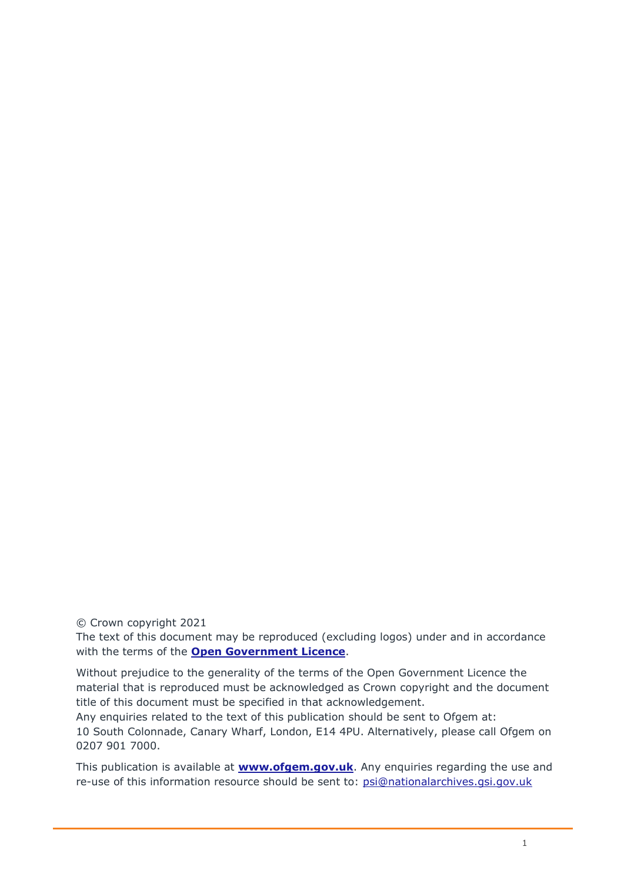© Crown copyright 2021

The text of this document may be reproduced (excluding logos) under and in accordance with the terms of the **Open Government Licence**.

Without prejudice to the generality of the terms of the Open Government Licence the material that is reproduced must be acknowledged as Crown copyright and the document title of this document must be specified in that acknowledgement.

Any enquiries related to the text of this publication should be sent to Ofgem at:
10 South Colonnade, Canary Wharf, London, E14 4PU. Alternatively, please call Ofgem on 0207 901 7000.

This publication is available at **www.ofgem.gov.uk**. Any enquiries regarding the use and re-use of this information resource should be sent to: psi@nationalarchives.gsi.gov.uk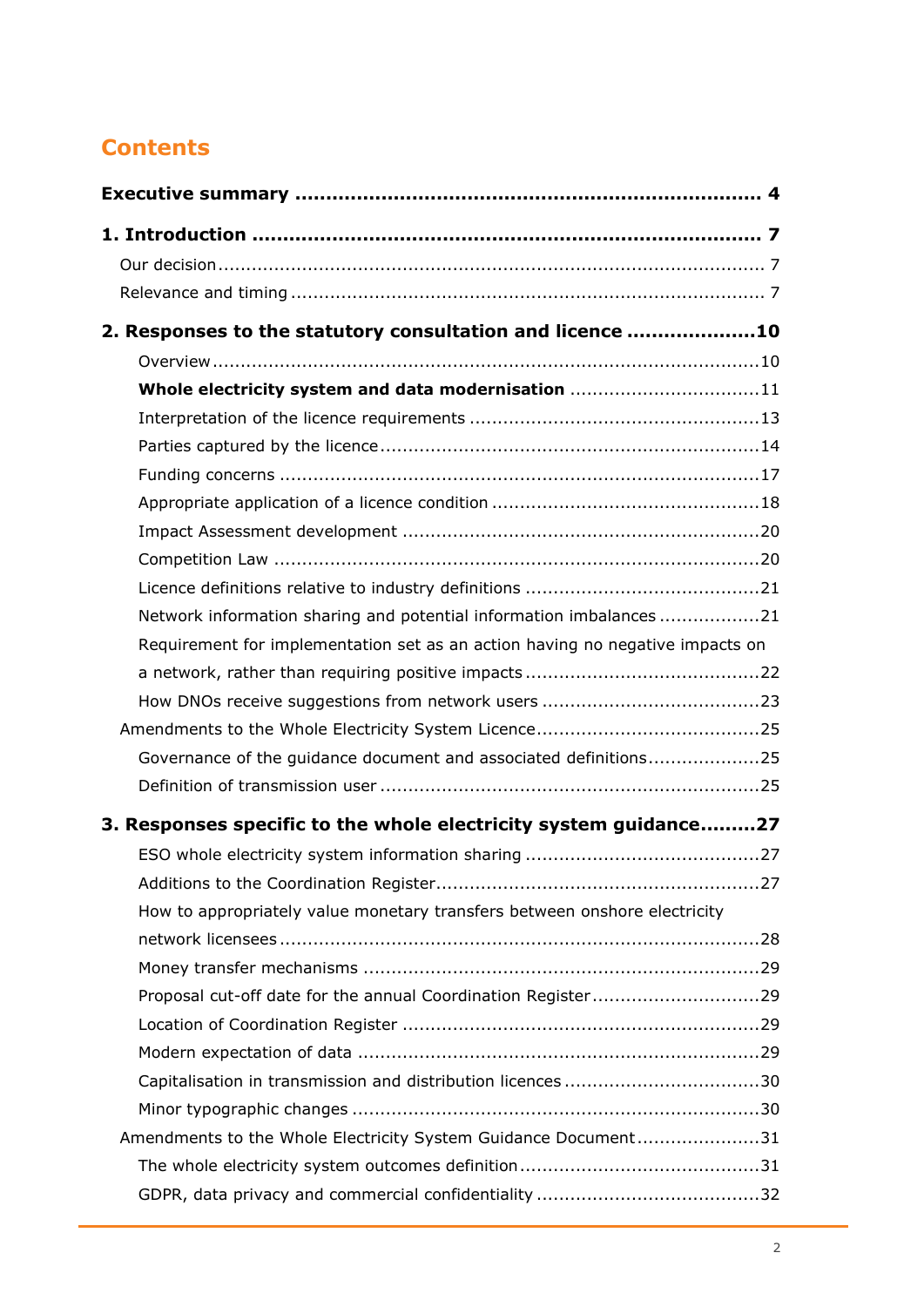# Contents

**Executive summary .... 4**

**1. Introduction .... 7**

- Our decision .... 7
- Relevance and timing .... 7

**2. Responses to the statutory consultation and licence .... 10**

- Overview .... 10
- **Whole electricity system and data modernisation .... 11**
- Interpretation of the licence requirements .... 13
- Parties captured by the licence .... 14
- Funding concerns .... 17
- Appropriate application of a licence condition .... 18
- Impact Assessment development .... 20
- Competition Law .... 20
- Licence definitions relative to industry definitions .... 21
- Network information sharing and potential information imbalances .... 21
- Requirement for implementation set as an action having no negative impacts on a network, rather than requiring positive impacts .... 22
- How DNOs receive suggestions from network users .... 23
- Amendments to the Whole Electricity System Licence .... 25
  - Governance of the guidance document and associated definitions .... 25
  - Definition of transmission user .... 25

**3. Responses specific to the whole electricity system guidance .... 27**

- ESO whole electricity system information sharing .... 27
- Additions to the Coordination Register .... 27
- How to appropriately value monetary transfers between onshore electricity network licensees .... 28
- Money transfer mechanisms .... 29
- Proposal cut-off date for the annual Coordination Register .... 29
- Location of Coordination Register .... 29
- Modern expectation of data .... 29
- Capitalisation in transmission and distribution licences .... 30
- Minor typographic changes .... 30
- Amendments to the Whole Electricity System Guidance Document .... 31
  - The whole electricity system outcomes definition .... 31
  - GDPR, data privacy and commercial confidentiality .... 32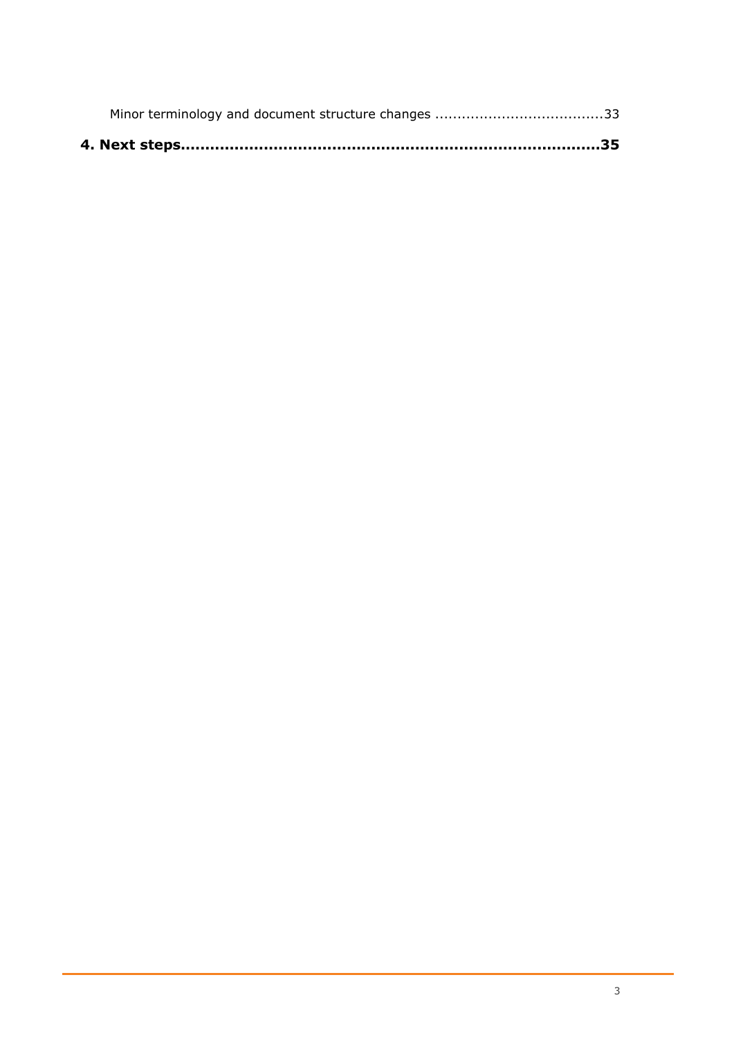Minor terminology and document structure changes .....................................33

**4. Next steps.......................................................................................35**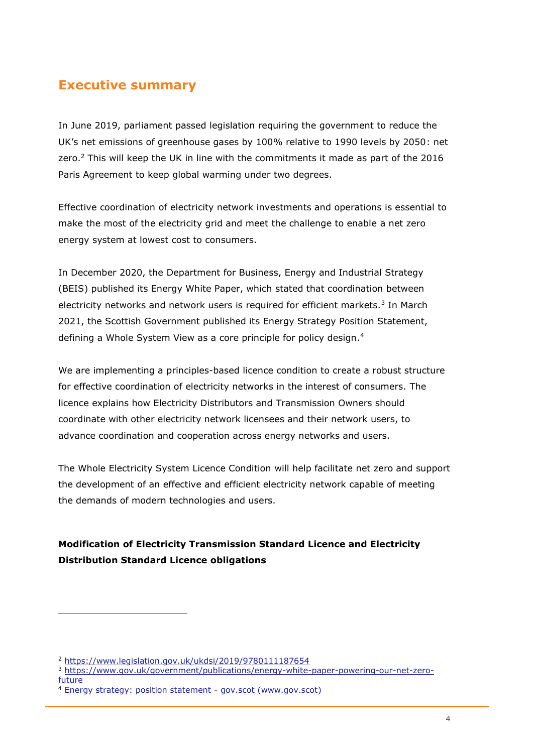## Executive summary

In June 2019, parliament passed legislation requiring the government to reduce the UK's net emissions of greenhouse gases by 100% relative to 1990 levels by 2050: net zero.[2] This will keep the UK in line with the commitments it made as part of the 2016 Paris Agreement to keep global warming under two degrees.

Effective coordination of electricity network investments and operations is essential to make the most of the electricity grid and meet the challenge to enable a net zero energy system at lowest cost to consumers.

In December 2020, the Department for Business, Energy and Industrial Strategy (BEIS) published its Energy White Paper, which stated that coordination between electricity networks and network users is required for efficient markets.[3] In March 2021, the Scottish Government published its Energy Strategy Position Statement, defining a Whole System View as a core principle for policy design.[4]

We are implementing a principles-based licence condition to create a robust structure for effective coordination of electricity networks in the interest of consumers. The licence explains how Electricity Distributors and Transmission Owners should coordinate with other electricity network licensees and their network users, to advance coordination and cooperation across energy networks and users.

The Whole Electricity System Licence Condition will help facilitate net zero and support the development of an effective and efficient electricity network capable of meeting the demands of modern technologies and users.

**Modification of Electricity Transmission Standard Licence and Electricity Distribution Standard Licence obligations**

---

[2] https://www.legislation.gov.uk/ukdsi/2019/9780111187654

[3] https://www.gov.uk/government/publications/energy-white-paper-powering-our-net-zero-future

[4] Energy strategy: position statement - gov.scot (www.gov.scot)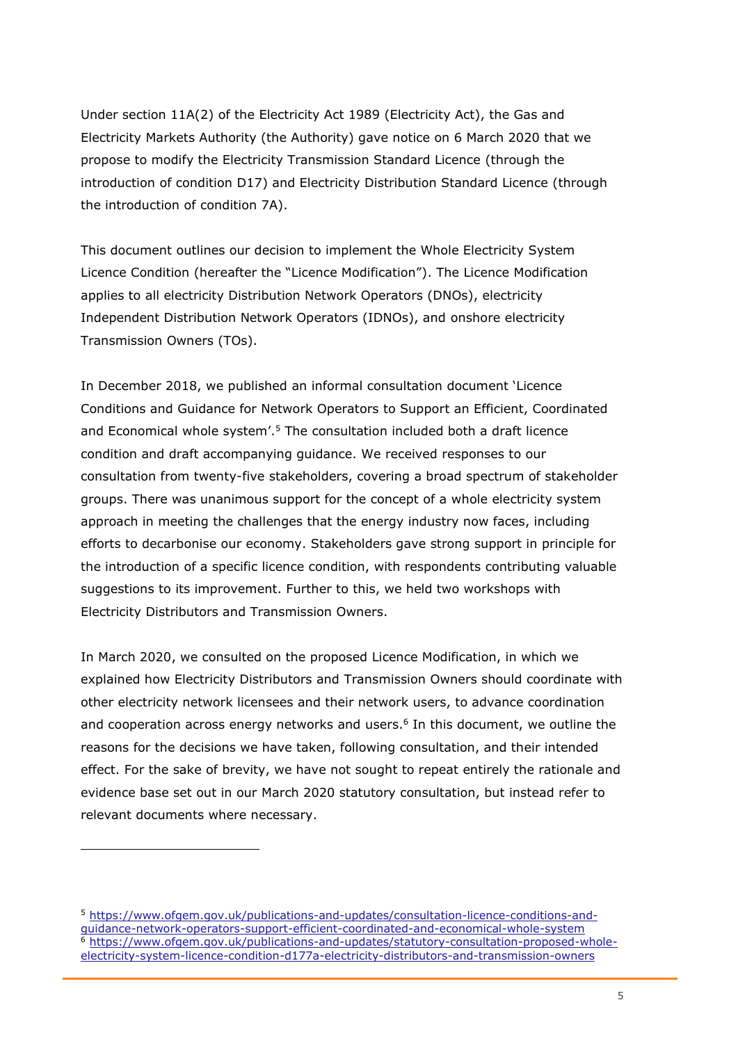Under section 11A(2) of the Electricity Act 1989 (Electricity Act), the Gas and Electricity Markets Authority (the Authority) gave notice on 6 March 2020 that we propose to modify the Electricity Transmission Standard Licence (through the introduction of condition D17) and Electricity Distribution Standard Licence (through the introduction of condition 7A).

This document outlines our decision to implement the Whole Electricity System Licence Condition (hereafter the "Licence Modification"). The Licence Modification applies to all electricity Distribution Network Operators (DNOs), electricity Independent Distribution Network Operators (IDNOs), and onshore electricity Transmission Owners (TOs).

In December 2018, we published an informal consultation document 'Licence Conditions and Guidance for Network Operators to Support an Efficient, Coordinated and Economical whole system'.[5] The consultation included both a draft licence condition and draft accompanying guidance. We received responses to our consultation from twenty-five stakeholders, covering a broad spectrum of stakeholder groups. There was unanimous support for the concept of a whole electricity system approach in meeting the challenges that the energy industry now faces, including efforts to decarbonise our economy. Stakeholders gave strong support in principle for the introduction of a specific licence condition, with respondents contributing valuable suggestions to its improvement. Further to this, we held two workshops with Electricity Distributors and Transmission Owners.

In March 2020, we consulted on the proposed Licence Modification, in which we explained how Electricity Distributors and Transmission Owners should coordinate with other electricity network licensees and their network users, to advance coordination and cooperation across energy networks and users.[6] In this document, we outline the reasons for the decisions we have taken, following consultation, and their intended effect. For the sake of brevity, we have not sought to repeat entirely the rationale and evidence base set out in our March 2020 statutory consultation, but instead refer to relevant documents where necessary.

---

[5] https://www.ofgem.gov.uk/publications-and-updates/consultation-licence-conditions-and-guidance-network-operators-support-efficient-coordinated-and-economical-whole-system

[6] https://www.ofgem.gov.uk/publications-and-updates/statutory-consultation-proposed-whole-electricity-system-licence-condition-d177a-electricity-distributors-and-transmission-owners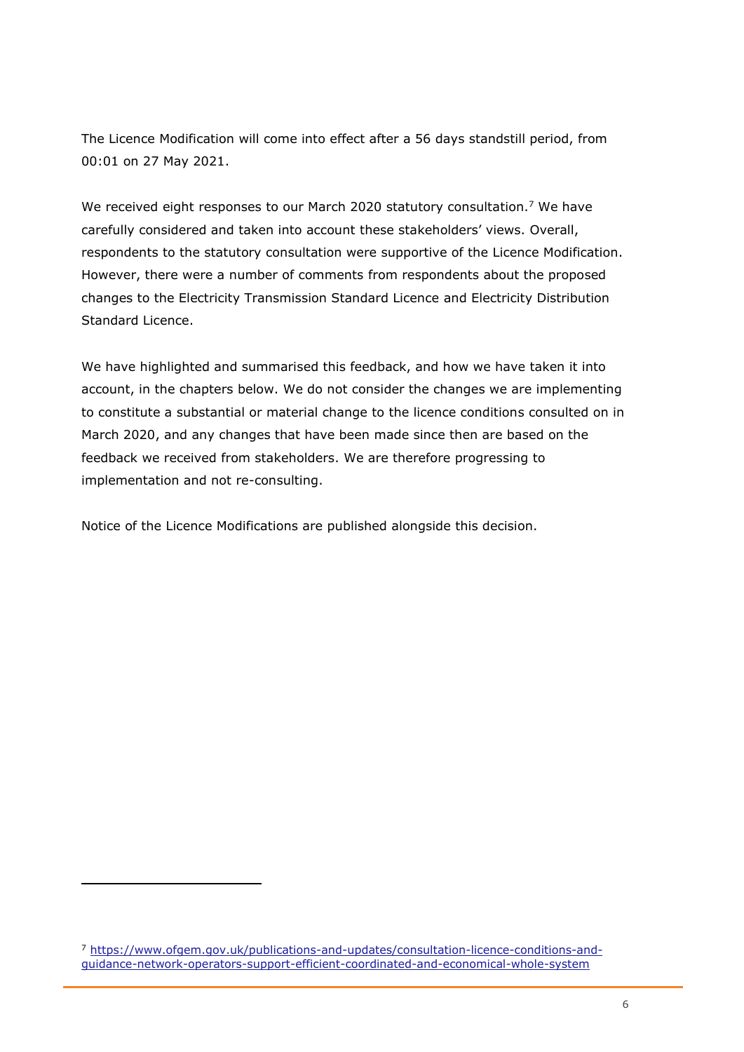The Licence Modification will come into effect after a 56 days standstill period, from 00:01 on 27 May 2021.

We received eight responses to our March 2020 statutory consultation.[7] We have carefully considered and taken into account these stakeholders' views. Overall, respondents to the statutory consultation were supportive of the Licence Modification. However, there were a number of comments from respondents about the proposed changes to the Electricity Transmission Standard Licence and Electricity Distribution Standard Licence.

We have highlighted and summarised this feedback, and how we have taken it into account, in the chapters below. We do not consider the changes we are implementing to constitute a substantial or material change to the licence conditions consulted on in March 2020, and any changes that have been made since then are based on the feedback we received from stakeholders. We are therefore progressing to implementation and not re-consulting.

Notice of the Licence Modifications are published alongside this decision.

---

[7] https://www.ofgem.gov.uk/publications-and-updates/consultation-licence-conditions-and-guidance-network-operators-support-efficient-coordinated-and-economical-whole-system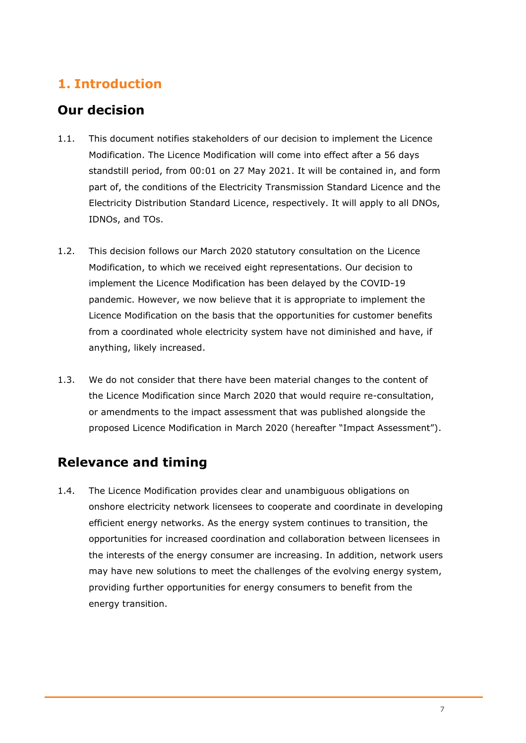# 1. Introduction

## Our decision

1.1. This document notifies stakeholders of our decision to implement the Licence Modification. The Licence Modification will come into effect after a 56 days standstill period, from 00:01 on 27 May 2021. It will be contained in, and form part of, the conditions of the Electricity Transmission Standard Licence and the Electricity Distribution Standard Licence, respectively. It will apply to all DNOs, IDNOs, and TOs.

1.2. This decision follows our March 2020 statutory consultation on the Licence Modification, to which we received eight representations. Our decision to implement the Licence Modification has been delayed by the COVID-19 pandemic. However, we now believe that it is appropriate to implement the Licence Modification on the basis that the opportunities for customer benefits from a coordinated whole electricity system have not diminished and have, if anything, likely increased.

1.3. We do not consider that there have been material changes to the content of the Licence Modification since March 2020 that would require re-consultation, or amendments to the impact assessment that was published alongside the proposed Licence Modification in March 2020 (hereafter "Impact Assessment").

## Relevance and timing

1.4. The Licence Modification provides clear and unambiguous obligations on onshore electricity network licensees to cooperate and coordinate in developing efficient energy networks. As the energy system continues to transition, the opportunities for increased coordination and collaboration between licensees in the interests of the energy consumer are increasing. In addition, network users may have new solutions to meet the challenges of the evolving energy system, providing further opportunities for energy consumers to benefit from the energy transition.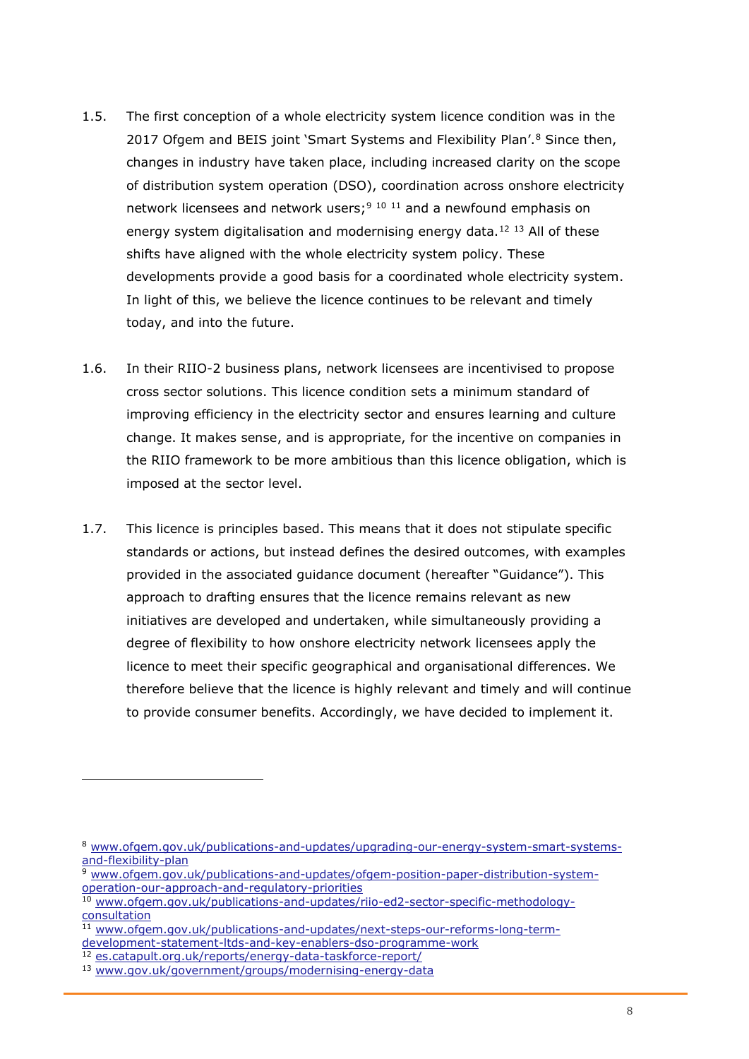1.5. The first conception of a whole electricity system licence condition was in the 2017 Ofgem and BEIS joint 'Smart Systems and Flexibility Plan'.[8] Since then, changes in industry have taken place, including increased clarity on the scope of distribution system operation (DSO), coordination across onshore electricity network licensees and network users;[9] [10] [11] and a newfound emphasis on energy system digitalisation and modernising energy data.[12] [13] All of these shifts have aligned with the whole electricity system policy. These developments provide a good basis for a coordinated whole electricity system. In light of this, we believe the licence continues to be relevant and timely today, and into the future.

1.6. In their RIIO-2 business plans, network licensees are incentivised to propose cross sector solutions. This licence condition sets a minimum standard of improving efficiency in the electricity sector and ensures learning and culture change. It makes sense, and is appropriate, for the incentive on companies in the RIIO framework to be more ambitious than this licence obligation, which is imposed at the sector level.

1.7. This licence is principles based. This means that it does not stipulate specific standards or actions, but instead defines the desired outcomes, with examples provided in the associated guidance document (hereafter "Guidance"). This approach to drafting ensures that the licence remains relevant as new initiatives are developed and undertaken, while simultaneously providing a degree of flexibility to how onshore electricity network licensees apply the licence to meet their specific geographical and organisational differences. We therefore believe that the licence is highly relevant and timely and will continue to provide consumer benefits. Accordingly, we have decided to implement it.

---

[8] www.ofgem.gov.uk/publications-and-updates/upgrading-our-energy-system-smart-systems-and-flexibility-plan

[9] www.ofgem.gov.uk/publications-and-updates/ofgem-position-paper-distribution-system-operation-our-approach-and-regulatory-priorities

[10] www.ofgem.gov.uk/publications-and-updates/riio-ed2-sector-specific-methodology-consultation

[11] www.ofgem.gov.uk/publications-and-updates/next-steps-our-reforms-long-term-development-statement-ltds-and-key-enablers-dso-programme-work

[12] es.catapult.org.uk/reports/energy-data-taskforce-report/

[13] www.gov.uk/government/groups/modernising-energy-data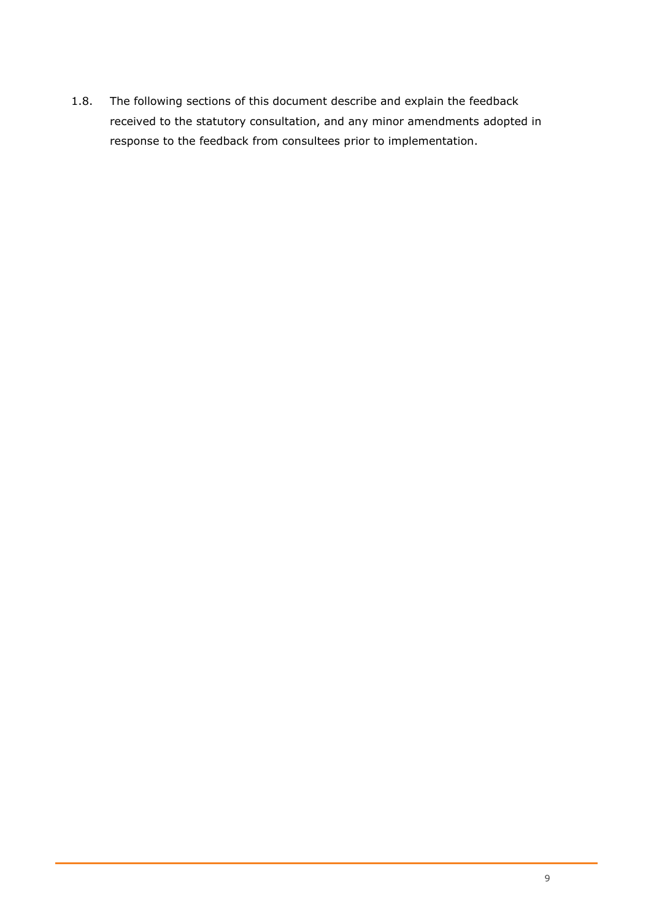1.8. The following sections of this document describe and explain the feedback received to the statutory consultation, and any minor amendments adopted in response to the feedback from consultees prior to implementation.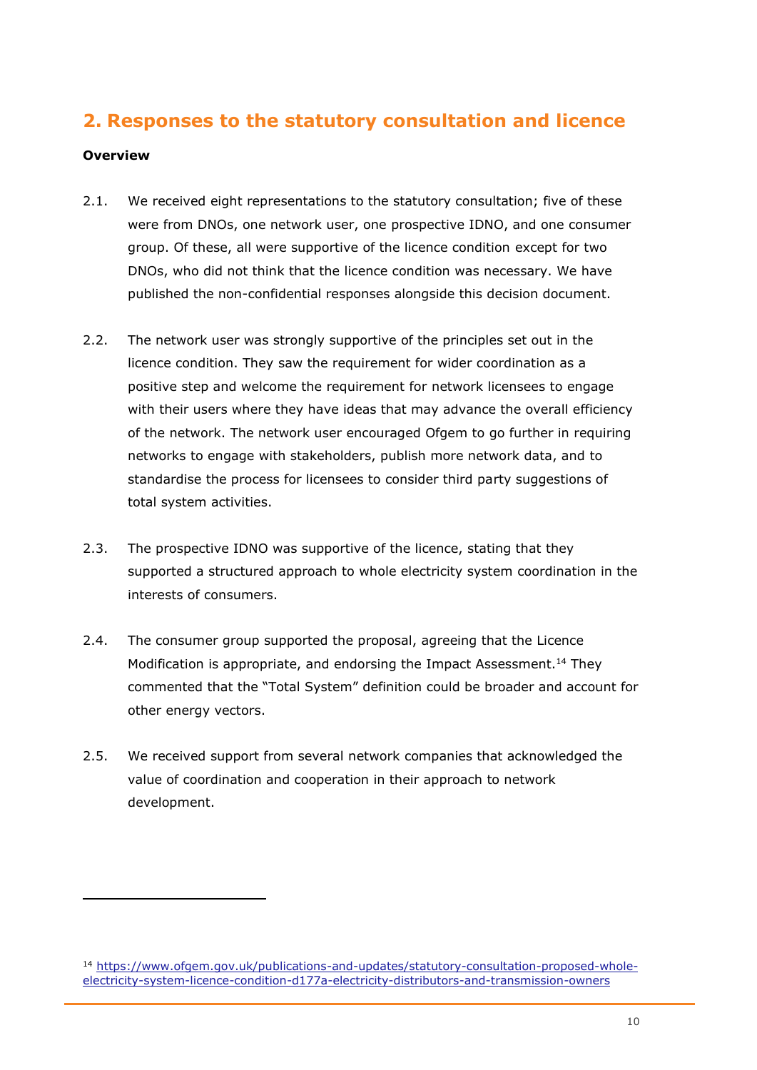## 2. Responses to the statutory consultation and licence

**Overview**

2.1. We received eight representations to the statutory consultation; five of these were from DNOs, one network user, one prospective IDNO, and one consumer group. Of these, all were supportive of the licence condition except for two DNOs, who did not think that the licence condition was necessary. We have published the non-confidential responses alongside this decision document.

2.2. The network user was strongly supportive of the principles set out in the licence condition. They saw the requirement for wider coordination as a positive step and welcome the requirement for network licensees to engage with their users where they have ideas that may advance the overall efficiency of the network. The network user encouraged Ofgem to go further in requiring networks to engage with stakeholders, publish more network data, and to standardise the process for licensees to consider third party suggestions of total system activities.

2.3. The prospective IDNO was supportive of the licence, stating that they supported a structured approach to whole electricity system coordination in the interests of consumers.

2.4. The consumer group supported the proposal, agreeing that the Licence Modification is appropriate, and endorsing the Impact Assessment.[14] They commented that the "Total System" definition could be broader and account for other energy vectors.

2.5. We received support from several network companies that acknowledged the value of coordination and cooperation in their approach to network development.

[14] https://www.ofgem.gov.uk/publications-and-updates/statutory-consultation-proposed-whole-electricity-system-licence-condition-d177a-electricity-distributors-and-transmission-owners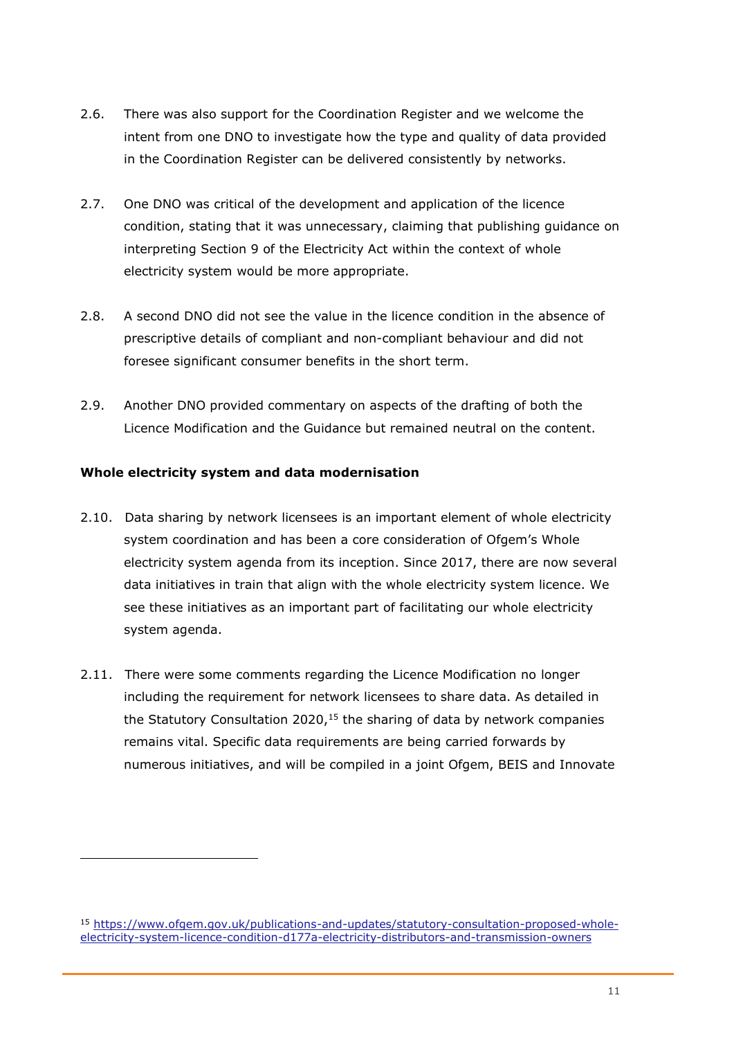2.6. There was also support for the Coordination Register and we welcome the intent from one DNO to investigate how the type and quality of data provided in the Coordination Register can be delivered consistently by networks.

2.7. One DNO was critical of the development and application of the licence condition, stating that it was unnecessary, claiming that publishing guidance on interpreting Section 9 of the Electricity Act within the context of whole electricity system would be more appropriate.

2.8. A second DNO did not see the value in the licence condition in the absence of prescriptive details of compliant and non-compliant behaviour and did not foresee significant consumer benefits in the short term.

2.9. Another DNO provided commentary on aspects of the drafting of both the Licence Modification and the Guidance but remained neutral on the content.

**Whole electricity system and data modernisation**

2.10. Data sharing by network licensees is an important element of whole electricity system coordination and has been a core consideration of Ofgem's Whole electricity system agenda from its inception. Since 2017, there are now several data initiatives in train that align with the whole electricity system licence. We see these initiatives as an important part of facilitating our whole electricity system agenda.

2.11. There were some comments regarding the Licence Modification no longer including the requirement for network licensees to share data. As detailed in the Statutory Consultation 2020,[15] the sharing of data by network companies remains vital. Specific data requirements are being carried forwards by numerous initiatives, and will be compiled in a joint Ofgem, BEIS and Innovate

[15] https://www.ofgem.gov.uk/publications-and-updates/statutory-consultation-proposed-whole-electricity-system-licence-condition-d177a-electricity-distributors-and-transmission-owners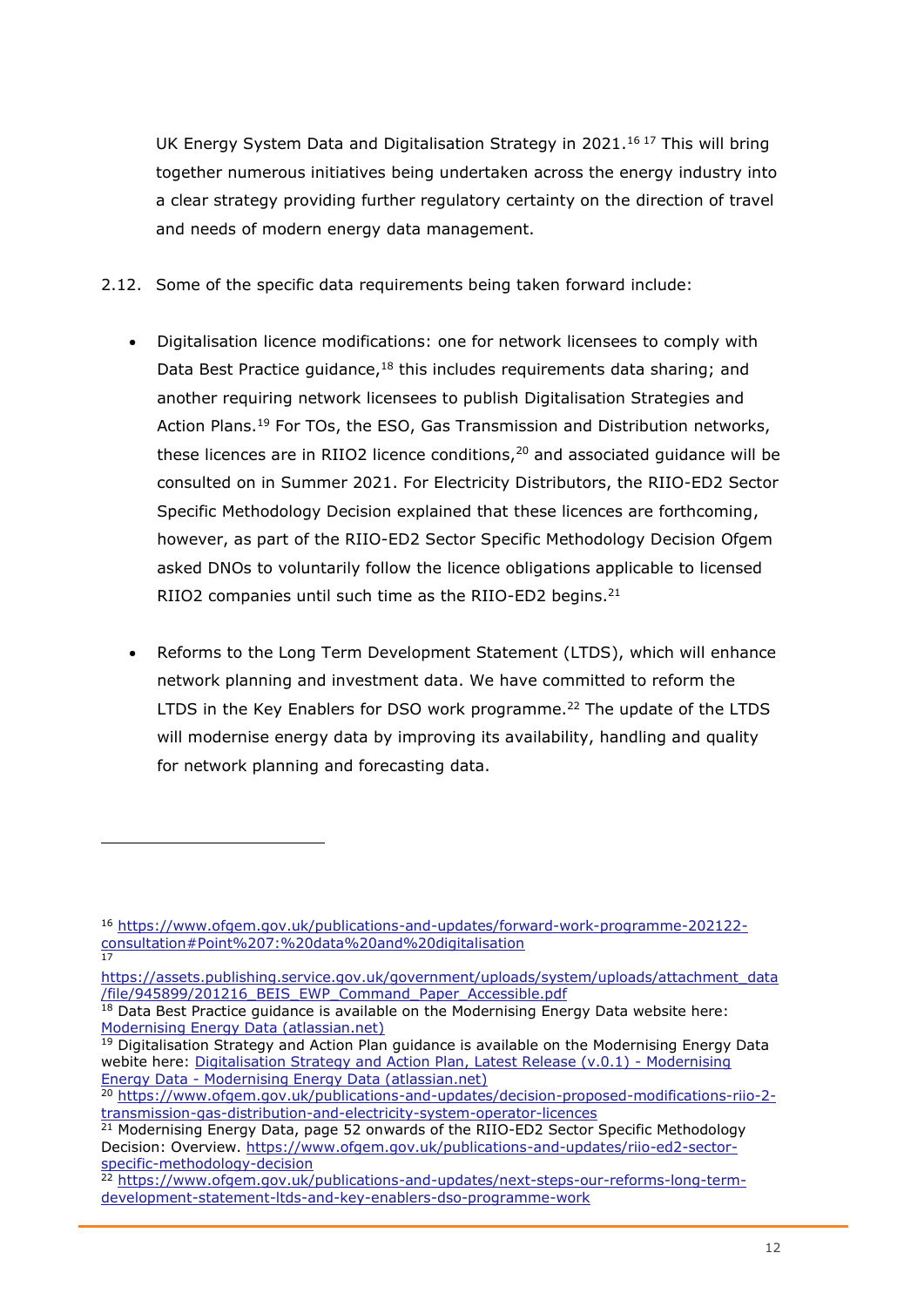UK Energy System Data and Digitalisation Strategy in 2021.[16] [17] This will bring together numerous initiatives being undertaken across the energy industry into a clear strategy providing further regulatory certainty on the direction of travel and needs of modern energy data management.

2.12. Some of the specific data requirements being taken forward include:

- Digitalisation licence modifications: one for network licensees to comply with Data Best Practice guidance,[18] this includes requirements data sharing; and another requiring network licensees to publish Digitalisation Strategies and Action Plans.[19] For TOs, the ESO, Gas Transmission and Distribution networks, these licences are in RIIO2 licence conditions,[20] and associated guidance will be consulted on in Summer 2021. For Electricity Distributors, the RIIO-ED2 Sector Specific Methodology Decision explained that these licences are forthcoming, however, as part of the RIIO-ED2 Sector Specific Methodology Decision Ofgem asked DNOs to voluntarily follow the licence obligations applicable to licensed RIIO2 companies until such time as the RIIO-ED2 begins.[21]

- Reforms to the Long Term Development Statement (LTDS), which will enhance network planning and investment data. We have committed to reform the LTDS in the Key Enablers for DSO work programme.[22] The update of the LTDS will modernise energy data by improving its availability, handling and quality for network planning and forecasting data.

---

[16] https://www.ofgem.gov.uk/publications-and-updates/forward-work-programme-202122-consultation#Point%207:%20data%20and%20digitalisation

[17] https://assets.publishing.service.gov.uk/government/uploads/system/uploads/attachment_data/file/945899/201216_BEIS_EWP_Command_Paper_Accessible.pdf

[18] Data Best Practice guidance is available on the Modernising Energy Data website here: Modernising Energy Data (atlassian.net)

[19] Digitalisation Strategy and Action Plan guidance is available on the Modernising Energy Data webite here: Digitalisation Strategy and Action Plan, Latest Release (v.0.1) - Modernising Energy Data - Modernising Energy Data (atlassian.net)

[20] https://www.ofgem.gov.uk/publications-and-updates/decision-proposed-modifications-riio-2-transmission-gas-distribution-and-electricity-system-operator-licences

[21] Modernising Energy Data, page 52 onwards of the RIIO-ED2 Sector Specific Methodology Decision: Overview. https://www.ofgem.gov.uk/publications-and-updates/riio-ed2-sector-specific-methodology-decision

[22] https://www.ofgem.gov.uk/publications-and-updates/next-steps-our-reforms-long-term-development-statement-ltds-and-key-enablers-dso-programme-work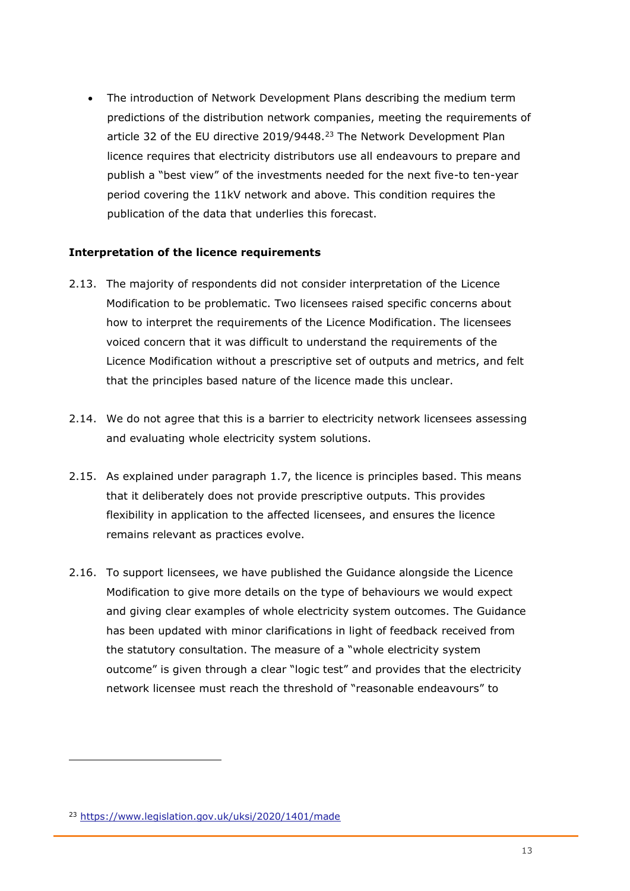- The introduction of Network Development Plans describing the medium term predictions of the distribution network companies, meeting the requirements of article 32 of the EU directive 2019/9448.[23] The Network Development Plan licence requires that electricity distributors use all endeavours to prepare and publish a "best view" of the investments needed for the next five-to ten-year period covering the 11kV network and above. This condition requires the publication of the data that underlies this forecast.

**Interpretation of the licence requirements**

2.13. The majority of respondents did not consider interpretation of the Licence Modification to be problematic. Two licensees raised specific concerns about how to interpret the requirements of the Licence Modification. The licensees voiced concern that it was difficult to understand the requirements of the Licence Modification without a prescriptive set of outputs and metrics, and felt that the principles based nature of the licence made this unclear.

2.14. We do not agree that this is a barrier to electricity network licensees assessing and evaluating whole electricity system solutions.

2.15. As explained under paragraph 1.7, the licence is principles based. This means that it deliberately does not provide prescriptive outputs. This provides flexibility in application to the affected licensees, and ensures the licence remains relevant as practices evolve.

2.16. To support licensees, we have published the Guidance alongside the Licence Modification to give more details on the type of behaviours we would expect and giving clear examples of whole electricity system outcomes. The Guidance has been updated with minor clarifications in light of feedback received from the statutory consultation. The measure of a "whole electricity system outcome" is given through a clear "logic test" and provides that the electricity network licensee must reach the threshold of "reasonable endeavours" to

[23] https://www.legislation.gov.uk/uksi/2020/1401/made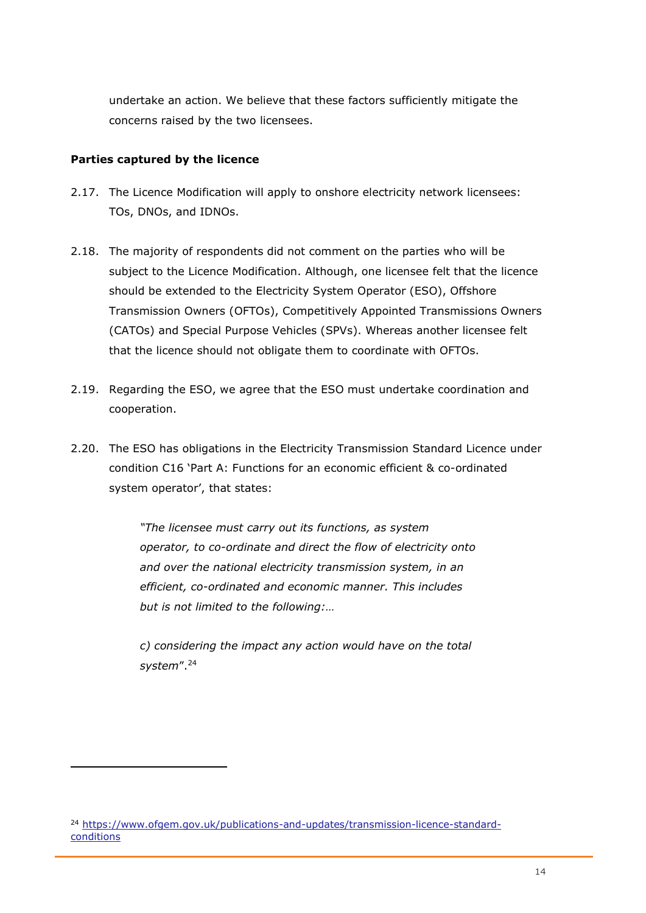undertake an action. We believe that these factors sufficiently mitigate the concerns raised by the two licensees.

**Parties captured by the licence**

2.17. The Licence Modification will apply to onshore electricity network licensees: TOs, DNOs, and IDNOs.

2.18. The majority of respondents did not comment on the parties who will be subject to the Licence Modification. Although, one licensee felt that the licence should be extended to the Electricity System Operator (ESO), Offshore Transmission Owners (OFTOs), Competitively Appointed Transmissions Owners (CATOs) and Special Purpose Vehicles (SPVs). Whereas another licensee felt that the licence should not obligate them to coordinate with OFTOs.

2.19. Regarding the ESO, we agree that the ESO must undertake coordination and cooperation.

2.20. The ESO has obligations in the Electricity Transmission Standard Licence under condition C16 'Part A: Functions for an economic efficient & co-ordinated system operator', that states:

> *"The licensee must carry out its functions, as system operator, to co-ordinate and direct the flow of electricity onto and over the national electricity transmission system, in an efficient, co-ordinated and economic manner. This includes but is not limited to the following:…*
>
> *c) considering the impact any action would have on the total system".*[24]

[24] https://www.ofgem.gov.uk/publications-and-updates/transmission-licence-standard-conditions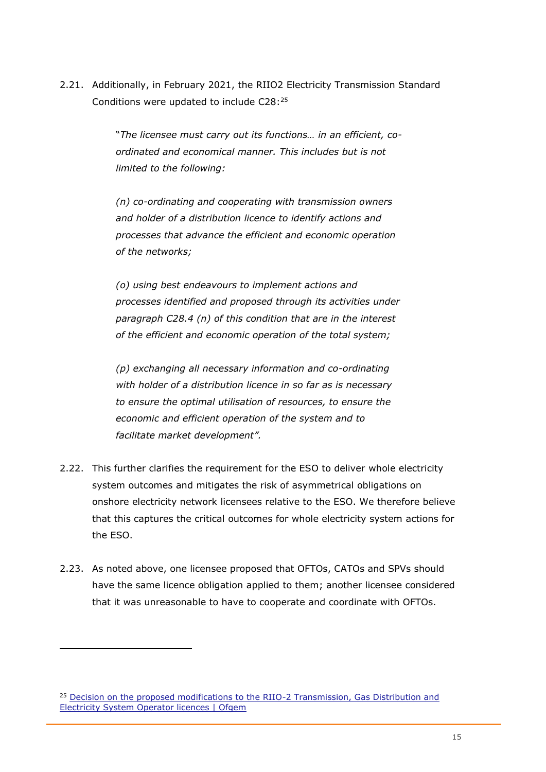2.21. Additionally, in February 2021, the RIIO2 Electricity Transmission Standard Conditions were updated to include C28:[25]

> "*The licensee must carry out its functions… in an efficient, co-ordinated and economical manner. This includes but is not limited to the following:*
>
> *(n) co-ordinating and cooperating with transmission owners and holder of a distribution licence to identify actions and processes that advance the efficient and economic operation of the networks;*
>
> *(o) using best endeavours to implement actions and processes identified and proposed through its activities under paragraph C28.4 (n) of this condition that are in the interest of the efficient and economic operation of the total system;*
>
> *(p) exchanging all necessary information and co-ordinating with holder of a distribution licence in so far as is necessary to ensure the optimal utilisation of resources, to ensure the economic and efficient operation of the system and to facilitate market development".*

2.22. This further clarifies the requirement for the ESO to deliver whole electricity system outcomes and mitigates the risk of asymmetrical obligations on onshore electricity network licensees relative to the ESO. We therefore believe that this captures the critical outcomes for whole electricity system actions for the ESO.

2.23. As noted above, one licensee proposed that OFTOs, CATOs and SPVs should have the same licence obligation applied to them; another licensee considered that it was unreasonable to have to cooperate and coordinate with OFTOs.

[25] [Decision on the proposed modifications to the RIIO-2 Transmission, Gas Distribution and Electricity System Operator licences | Ofgem]()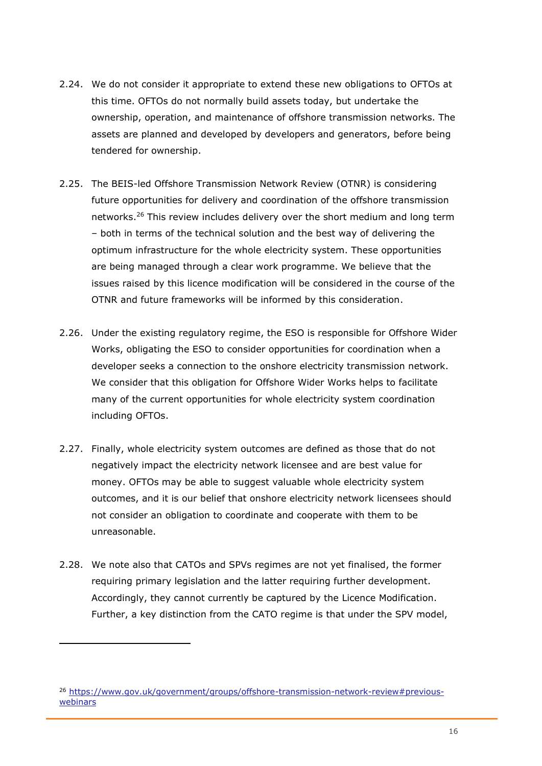2.24. We do not consider it appropriate to extend these new obligations to OFTOs at this time. OFTOs do not normally build assets today, but undertake the ownership, operation, and maintenance of offshore transmission networks. The assets are planned and developed by developers and generators, before being tendered for ownership.

2.25. The BEIS-led Offshore Transmission Network Review (OTNR) is considering future opportunities for delivery and coordination of the offshore transmission networks.[26] This review includes delivery over the short medium and long term – both in terms of the technical solution and the best way of delivering the optimum infrastructure for the whole electricity system. These opportunities are being managed through a clear work programme. We believe that the issues raised by this licence modification will be considered in the course of the OTNR and future frameworks will be informed by this consideration.

2.26. Under the existing regulatory regime, the ESO is responsible for Offshore Wider Works, obligating the ESO to consider opportunities for coordination when a developer seeks a connection to the onshore electricity transmission network. We consider that this obligation for Offshore Wider Works helps to facilitate many of the current opportunities for whole electricity system coordination including OFTOs.

2.27. Finally, whole electricity system outcomes are defined as those that do not negatively impact the electricity network licensee and are best value for money. OFTOs may be able to suggest valuable whole electricity system outcomes, and it is our belief that onshore electricity network licensees should not consider an obligation to coordinate and cooperate with them to be unreasonable.

2.28. We note also that CATOs and SPVs regimes are not yet finalised, the former requiring primary legislation and the latter requiring further development. Accordingly, they cannot currently be captured by the Licence Modification. Further, a key distinction from the CATO regime is that under the SPV model,

---

[26] https://www.gov.uk/government/groups/offshore-transmission-network-review#previous-webinars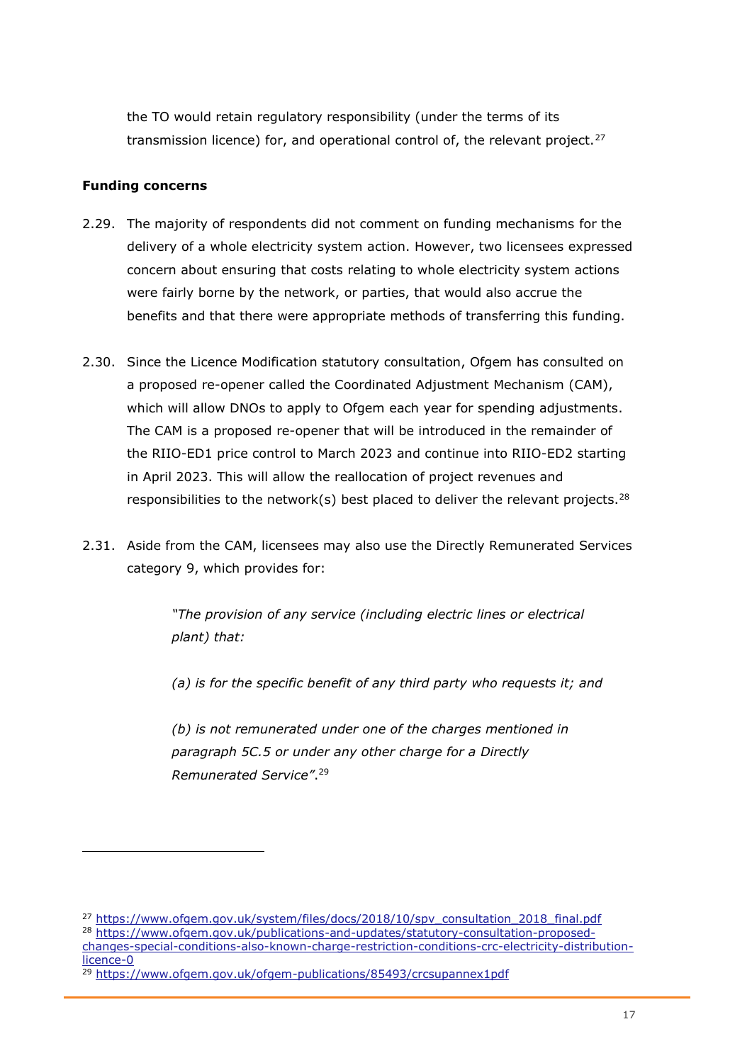the TO would retain regulatory responsibility (under the terms of its transmission licence) for, and operational control of, the relevant project.[27]

**Funding concerns**

2.29. The majority of respondents did not comment on funding mechanisms for the delivery of a whole electricity system action. However, two licensees expressed concern about ensuring that costs relating to whole electricity system actions were fairly borne by the network, or parties, that would also accrue the benefits and that there were appropriate methods of transferring this funding.

2.30. Since the Licence Modification statutory consultation, Ofgem has consulted on a proposed re-opener called the Coordinated Adjustment Mechanism (CAM), which will allow DNOs to apply to Ofgem each year for spending adjustments. The CAM is a proposed re-opener that will be introduced in the remainder of the RIIO-ED1 price control to March 2023 and continue into RIIO-ED2 starting in April 2023. This will allow the reallocation of project revenues and responsibilities to the network(s) best placed to deliver the relevant projects.[28]

2.31. Aside from the CAM, licensees may also use the Directly Remunerated Services category 9, which provides for:

> *"The provision of any service (including electric lines or electrical plant) that:*
>
> *(a) is for the specific benefit of any third party who requests it; and*
>
> *(b) is not remunerated under one of the charges mentioned in paragraph 5C.5 or under any other charge for a Directly Remunerated Service".*[29]

---

[27] https://www.ofgem.gov.uk/system/files/docs/2018/10/spv_consultation_2018_final.pdf

[28] https://www.ofgem.gov.uk/publications-and-updates/statutory-consultation-proposed-changes-special-conditions-also-known-charge-restriction-conditions-crc-electricity-distribution-licence-0

[29] https://www.ofgem.gov.uk/ofgem-publications/85493/crcsupannex1pdf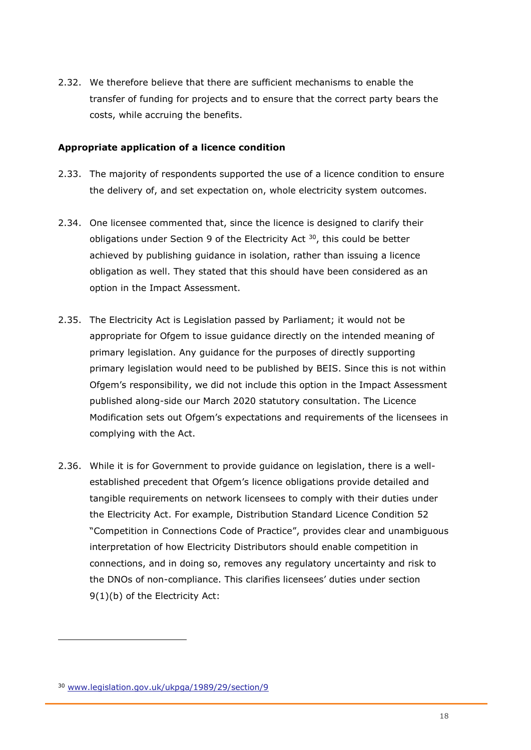2.32. We therefore believe that there are sufficient mechanisms to enable the transfer of funding for projects and to ensure that the correct party bears the costs, while accruing the benefits.

**Appropriate application of a licence condition**

2.33. The majority of respondents supported the use of a licence condition to ensure the delivery of, and set expectation on, whole electricity system outcomes.

2.34. One licensee commented that, since the licence is designed to clarify their obligations under Section 9 of the Electricity Act [30], this could be better achieved by publishing guidance in isolation, rather than issuing a licence obligation as well. They stated that this should have been considered as an option in the Impact Assessment.

2.35. The Electricity Act is Legislation passed by Parliament; it would not be appropriate for Ofgem to issue guidance directly on the intended meaning of primary legislation. Any guidance for the purposes of directly supporting primary legislation would need to be published by BEIS. Since this is not within Ofgem's responsibility, we did not include this option in the Impact Assessment published along-side our March 2020 statutory consultation. The Licence Modification sets out Ofgem's expectations and requirements of the licensees in complying with the Act.

2.36. While it is for Government to provide guidance on legislation, there is a well-established precedent that Ofgem's licence obligations provide detailed and tangible requirements on network licensees to comply with their duties under the Electricity Act. For example, Distribution Standard Licence Condition 52 "Competition in Connections Code of Practice", provides clear and unambiguous interpretation of how Electricity Distributors should enable competition in connections, and in doing so, removes any regulatory uncertainty and risk to the DNOs of non-compliance. This clarifies licensees' duties under section 9(1)(b) of the Electricity Act:

---

[30] www.legislation.gov.uk/ukpga/1989/29/section/9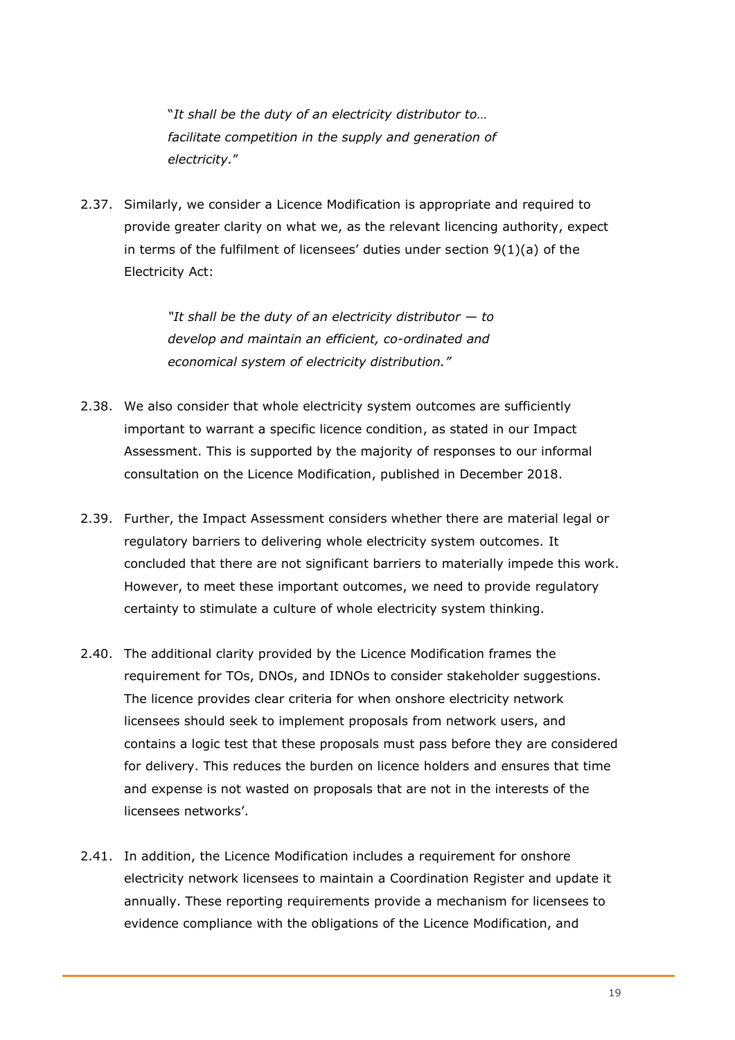> "*It shall be the duty of an electricity distributor to… facilitate competition in the supply and generation of electricity.*"

2.37. Similarly, we consider a Licence Modification is appropriate and required to provide greater clarity on what we, as the relevant licencing authority, expect in terms of the fulfilment of licensees' duties under section 9(1)(a) of the Electricity Act:

> *"It shall be the duty of an electricity distributor — to develop and maintain an efficient, co-ordinated and economical system of electricity distribution."*

2.38. We also consider that whole electricity system outcomes are sufficiently important to warrant a specific licence condition, as stated in our Impact Assessment. This is supported by the majority of responses to our informal consultation on the Licence Modification, published in December 2018.

2.39. Further, the Impact Assessment considers whether there are material legal or regulatory barriers to delivering whole electricity system outcomes. It concluded that there are not significant barriers to materially impede this work. However, to meet these important outcomes, we need to provide regulatory certainty to stimulate a culture of whole electricity system thinking.

2.40. The additional clarity provided by the Licence Modification frames the requirement for TOs, DNOs, and IDNOs to consider stakeholder suggestions. The licence provides clear criteria for when onshore electricity network licensees should seek to implement proposals from network users, and contains a logic test that these proposals must pass before they are considered for delivery. This reduces the burden on licence holders and ensures that time and expense is not wasted on proposals that are not in the interests of the licensees networks'.

2.41. In addition, the Licence Modification includes a requirement for onshore electricity network licensees to maintain a Coordination Register and update it annually. These reporting requirements provide a mechanism for licensees to evidence compliance with the obligations of the Licence Modification, and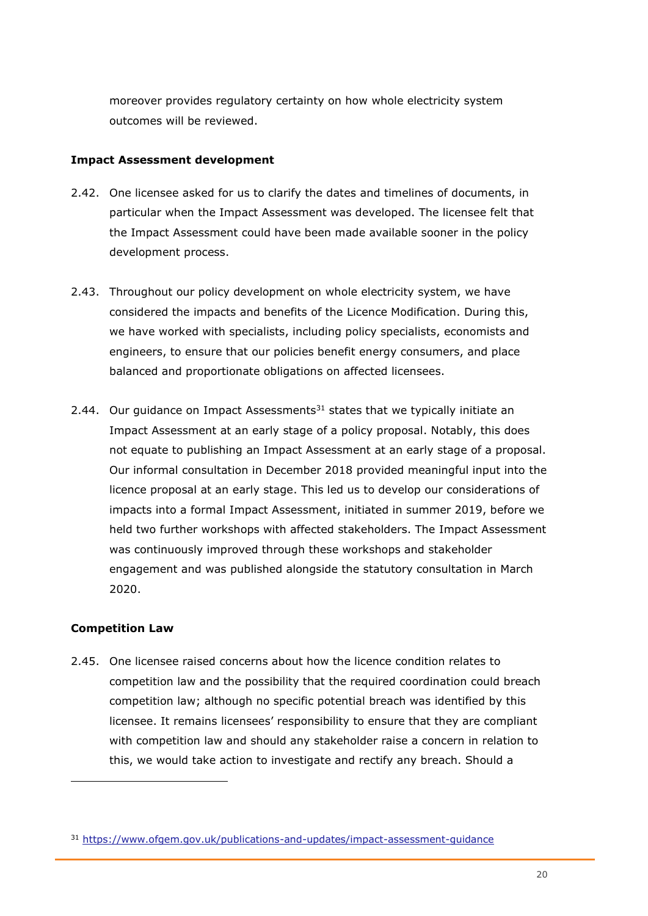moreover provides regulatory certainty on how whole electricity system outcomes will be reviewed.

**Impact Assessment development**

2.42. One licensee asked for us to clarify the dates and timelines of documents, in particular when the Impact Assessment was developed. The licensee felt that the Impact Assessment could have been made available sooner in the policy development process.

2.43. Throughout our policy development on whole electricity system, we have considered the impacts and benefits of the Licence Modification. During this, we have worked with specialists, including policy specialists, economists and engineers, to ensure that our policies benefit energy consumers, and place balanced and proportionate obligations on affected licensees.

2.44. Our guidance on Impact Assessments[31] states that we typically initiate an Impact Assessment at an early stage of a policy proposal. Notably, this does not equate to publishing an Impact Assessment at an early stage of a proposal. Our informal consultation in December 2018 provided meaningful input into the licence proposal at an early stage. This led us to develop our considerations of impacts into a formal Impact Assessment, initiated in summer 2019, before we held two further workshops with affected stakeholders. The Impact Assessment was continuously improved through these workshops and stakeholder engagement and was published alongside the statutory consultation in March 2020.

**Competition Law**

2.45. One licensee raised concerns about how the licence condition relates to competition law and the possibility that the required coordination could breach competition law; although no specific potential breach was identified by this licensee. It remains licensees' responsibility to ensure that they are compliant with competition law and should any stakeholder raise a concern in relation to this, we would take action to investigate and rectify any breach. Should a

[31] https://www.ofgem.gov.uk/publications-and-updates/impact-assessment-guidance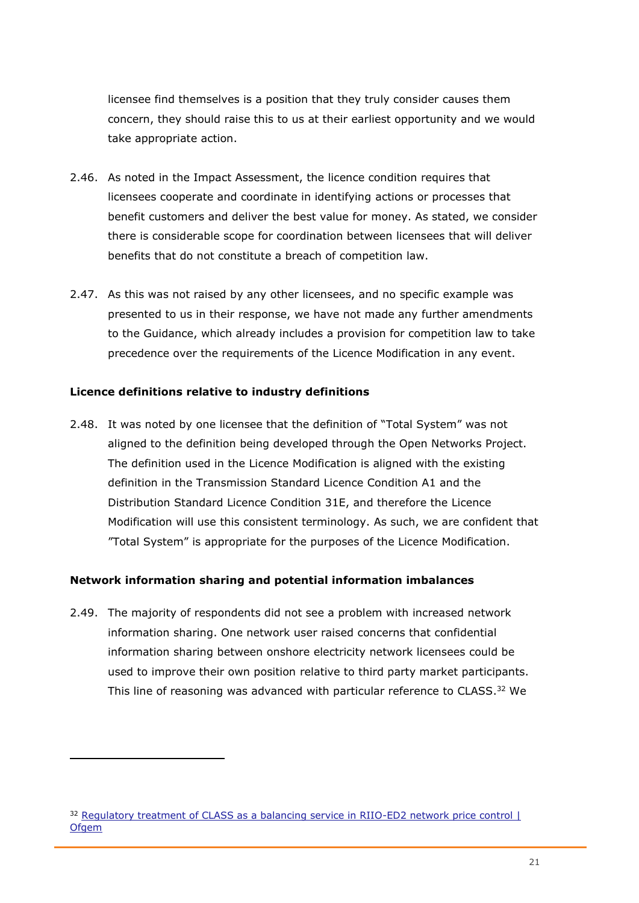licensee find themselves is a position that they truly consider causes them concern, they should raise this to us at their earliest opportunity and we would take appropriate action.

2.46. As noted in the Impact Assessment, the licence condition requires that licensees cooperate and coordinate in identifying actions or processes that benefit customers and deliver the best value for money. As stated, we consider there is considerable scope for coordination between licensees that will deliver benefits that do not constitute a breach of competition law.

2.47. As this was not raised by any other licensees, and no specific example was presented to us in their response, we have not made any further amendments to the Guidance, which already includes a provision for competition law to take precedence over the requirements of the Licence Modification in any event.

**Licence definitions relative to industry definitions**

2.48. It was noted by one licensee that the definition of "Total System" was not aligned to the definition being developed through the Open Networks Project. The definition used in the Licence Modification is aligned with the existing definition in the Transmission Standard Licence Condition A1 and the Distribution Standard Licence Condition 31E, and therefore the Licence Modification will use this consistent terminology. As such, we are confident that "Total System" is appropriate for the purposes of the Licence Modification.

**Network information sharing and potential information imbalances**

2.49. The majority of respondents did not see a problem with increased network information sharing. One network user raised concerns that confidential information sharing between onshore electricity network licensees could be used to improve their own position relative to third party market participants. This line of reasoning was advanced with particular reference to CLASS.[32] We

[32] Regulatory treatment of CLASS as a balancing service in RIIO-ED2 network price control | Ofgem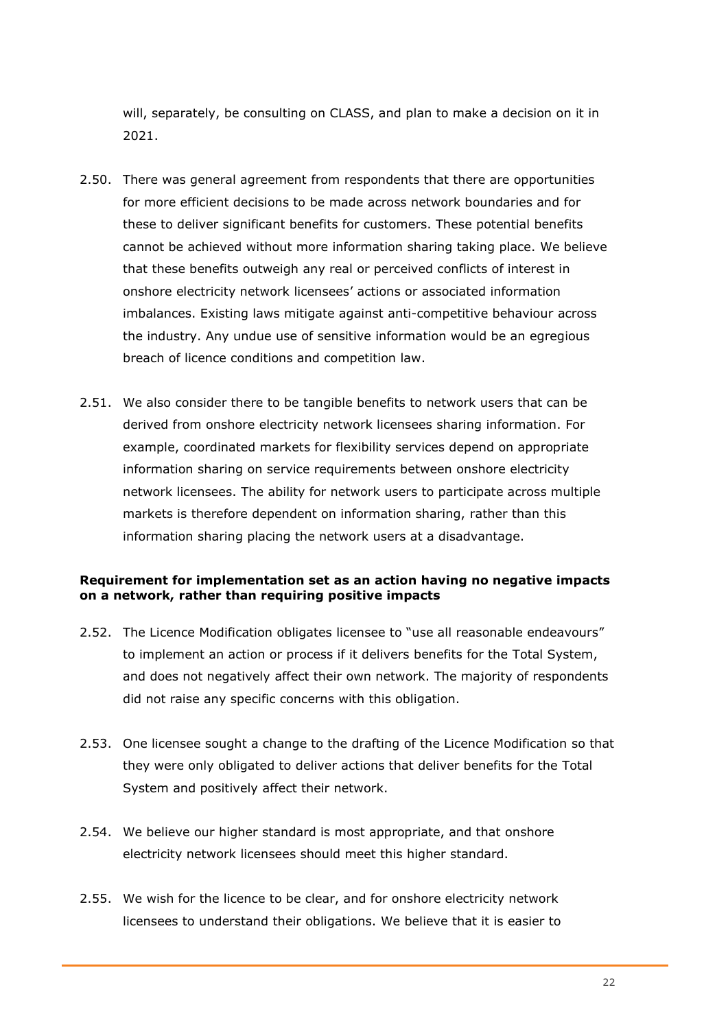will, separately, be consulting on CLASS, and plan to make a decision on it in 2021.

2.50. There was general agreement from respondents that there are opportunities for more efficient decisions to be made across network boundaries and for these to deliver significant benefits for customers. These potential benefits cannot be achieved without more information sharing taking place. We believe that these benefits outweigh any real or perceived conflicts of interest in onshore electricity network licensees' actions or associated information imbalances. Existing laws mitigate against anti-competitive behaviour across the industry. Any undue use of sensitive information would be an egregious breach of licence conditions and competition law.

2.51. We also consider there to be tangible benefits to network users that can be derived from onshore electricity network licensees sharing information. For example, coordinated markets for flexibility services depend on appropriate information sharing on service requirements between onshore electricity network licensees. The ability for network users to participate across multiple markets is therefore dependent on information sharing, rather than this information sharing placing the network users at a disadvantage.

**Requirement for implementation set as an action having no negative impacts on a network, rather than requiring positive impacts**

2.52. The Licence Modification obligates licensee to "use all reasonable endeavours" to implement an action or process if it delivers benefits for the Total System, and does not negatively affect their own network. The majority of respondents did not raise any specific concerns with this obligation.

2.53. One licensee sought a change to the drafting of the Licence Modification so that they were only obligated to deliver actions that deliver benefits for the Total System and positively affect their network.

2.54. We believe our higher standard is most appropriate, and that onshore electricity network licensees should meet this higher standard.

2.55. We wish for the licence to be clear, and for onshore electricity network licensees to understand their obligations. We believe that it is easier to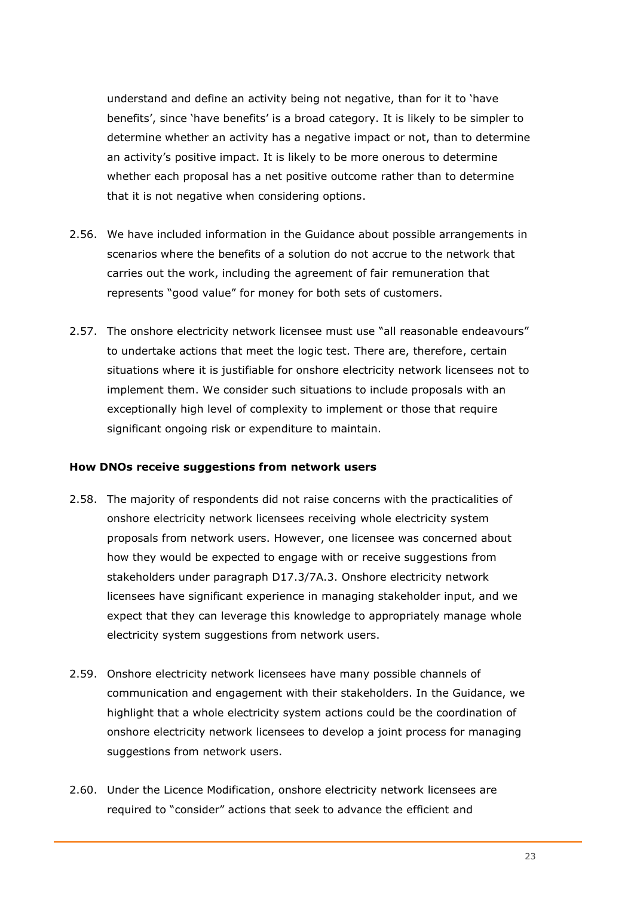understand and define an activity being not negative, than for it to 'have benefits', since 'have benefits' is a broad category. It is likely to be simpler to determine whether an activity has a negative impact or not, than to determine an activity's positive impact. It is likely to be more onerous to determine whether each proposal has a net positive outcome rather than to determine that it is not negative when considering options.

2.56. We have included information in the Guidance about possible arrangements in scenarios where the benefits of a solution do not accrue to the network that carries out the work, including the agreement of fair remuneration that represents "good value" for money for both sets of customers.

2.57. The onshore electricity network licensee must use "all reasonable endeavours" to undertake actions that meet the logic test. There are, therefore, certain situations where it is justifiable for onshore electricity network licensees not to implement them. We consider such situations to include proposals with an exceptionally high level of complexity to implement or those that require significant ongoing risk or expenditure to maintain.

**How DNOs receive suggestions from network users**

2.58. The majority of respondents did not raise concerns with the practicalities of onshore electricity network licensees receiving whole electricity system proposals from network users. However, one licensee was concerned about how they would be expected to engage with or receive suggestions from stakeholders under paragraph D17.3/7A.3. Onshore electricity network licensees have significant experience in managing stakeholder input, and we expect that they can leverage this knowledge to appropriately manage whole electricity system suggestions from network users.

2.59. Onshore electricity network licensees have many possible channels of communication and engagement with their stakeholders. In the Guidance, we highlight that a whole electricity system actions could be the coordination of onshore electricity network licensees to develop a joint process for managing suggestions from network users.

2.60. Under the Licence Modification, onshore electricity network licensees are required to "consider" actions that seek to advance the efficient and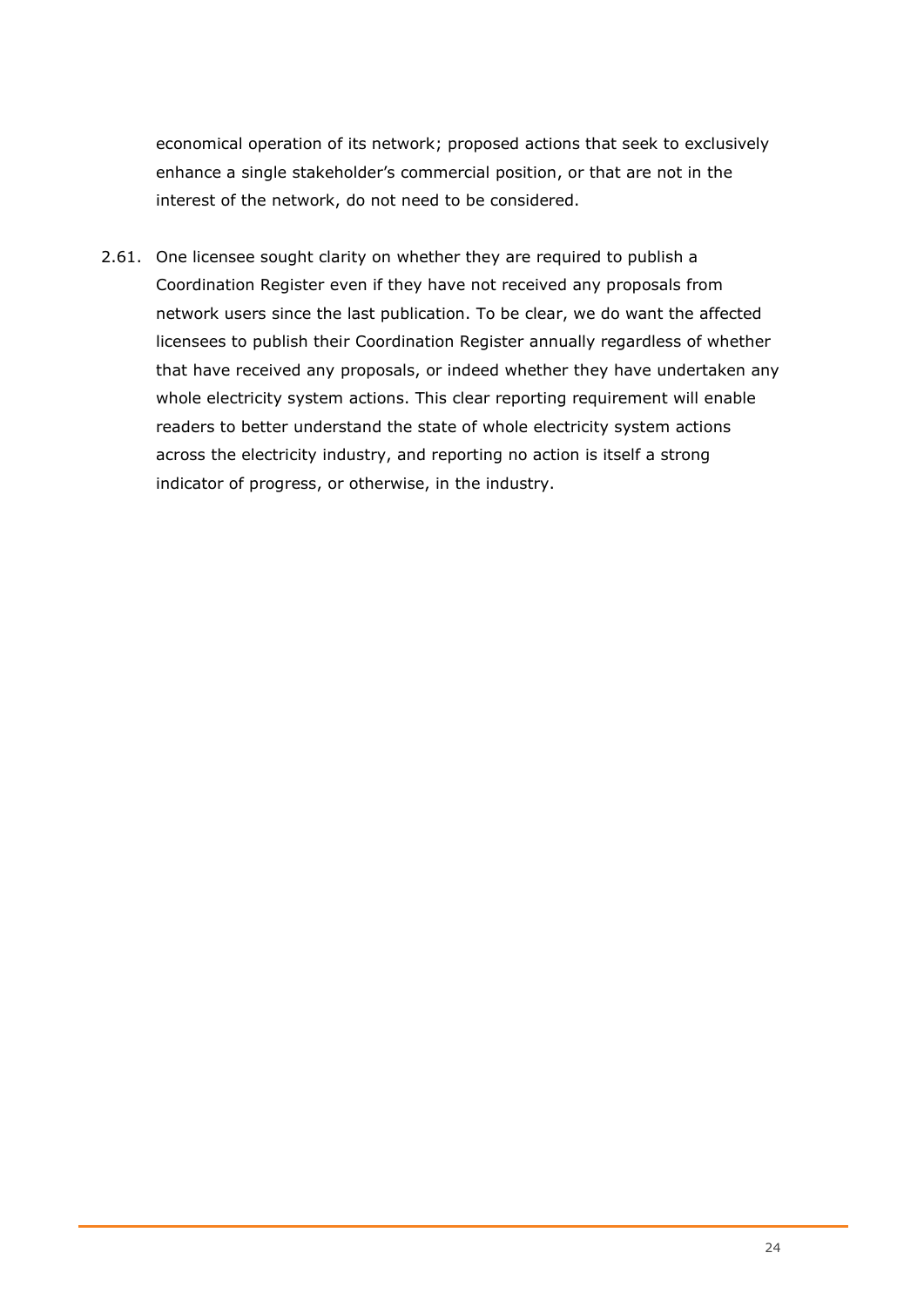economical operation of its network; proposed actions that seek to exclusively enhance a single stakeholder's commercial position, or that are not in the interest of the network, do not need to be considered.

2.61. One licensee sought clarity on whether they are required to publish a Coordination Register even if they have not received any proposals from network users since the last publication. To be clear, we do want the affected licensees to publish their Coordination Register annually regardless of whether that have received any proposals, or indeed whether they have undertaken any whole electricity system actions. This clear reporting requirement will enable readers to better understand the state of whole electricity system actions across the electricity industry, and reporting no action is itself a strong indicator of progress, or otherwise, in the industry.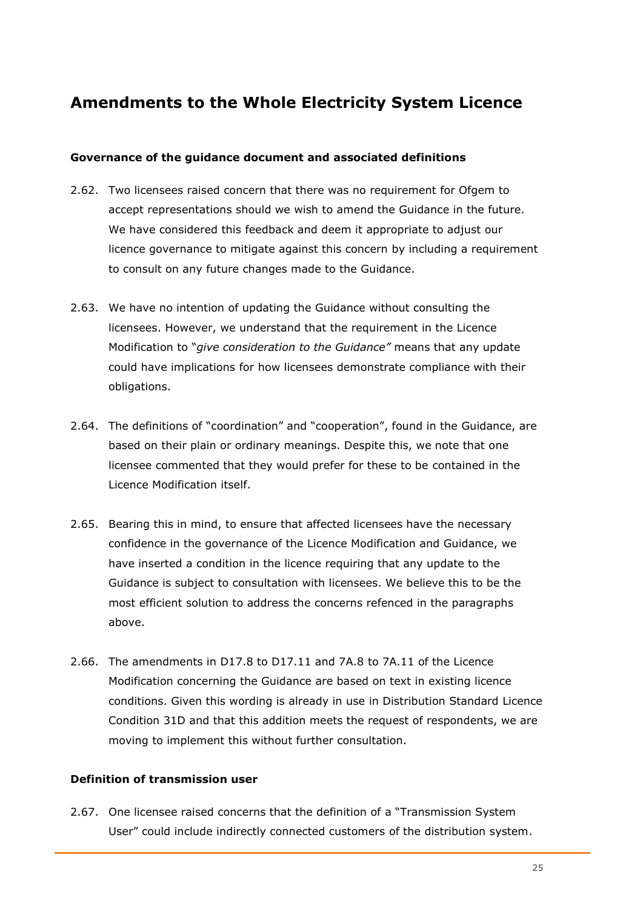## Amendments to the Whole Electricity System Licence

### Governance of the guidance document and associated definitions

2.62. Two licensees raised concern that there was no requirement for Ofgem to accept representations should we wish to amend the Guidance in the future. We have considered this feedback and deem it appropriate to adjust our licence governance to mitigate against this concern by including a requirement to consult on any future changes made to the Guidance.

2.63. We have no intention of updating the Guidance without consulting the licensees. However, we understand that the requirement in the Licence Modification to "*give consideration to the Guidance"* means that any update could have implications for how licensees demonstrate compliance with their obligations.

2.64. The definitions of "coordination" and "cooperation", found in the Guidance, are based on their plain or ordinary meanings. Despite this, we note that one licensee commented that they would prefer for these to be contained in the Licence Modification itself.

2.65. Bearing this in mind, to ensure that affected licensees have the necessary confidence in the governance of the Licence Modification and Guidance, we have inserted a condition in the licence requiring that any update to the Guidance is subject to consultation with licensees. We believe this to be the most efficient solution to address the concerns refenced in the paragraphs above.

2.66. The amendments in D17.8 to D17.11 and 7A.8 to 7A.11 of the Licence Modification concerning the Guidance are based on text in existing licence conditions. Given this wording is already in use in Distribution Standard Licence Condition 31D and that this addition meets the request of respondents, we are moving to implement this without further consultation.

### Definition of transmission user

2.67. One licensee raised concerns that the definition of a "Transmission System User" could include indirectly connected customers of the distribution system.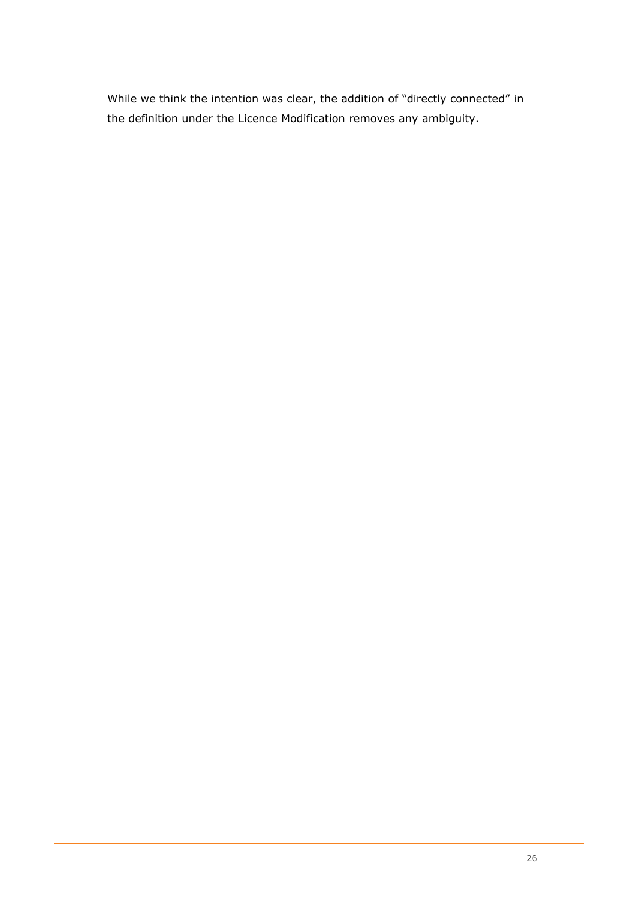While we think the intention was clear, the addition of "directly connected" in the definition under the Licence Modification removes any ambiguity.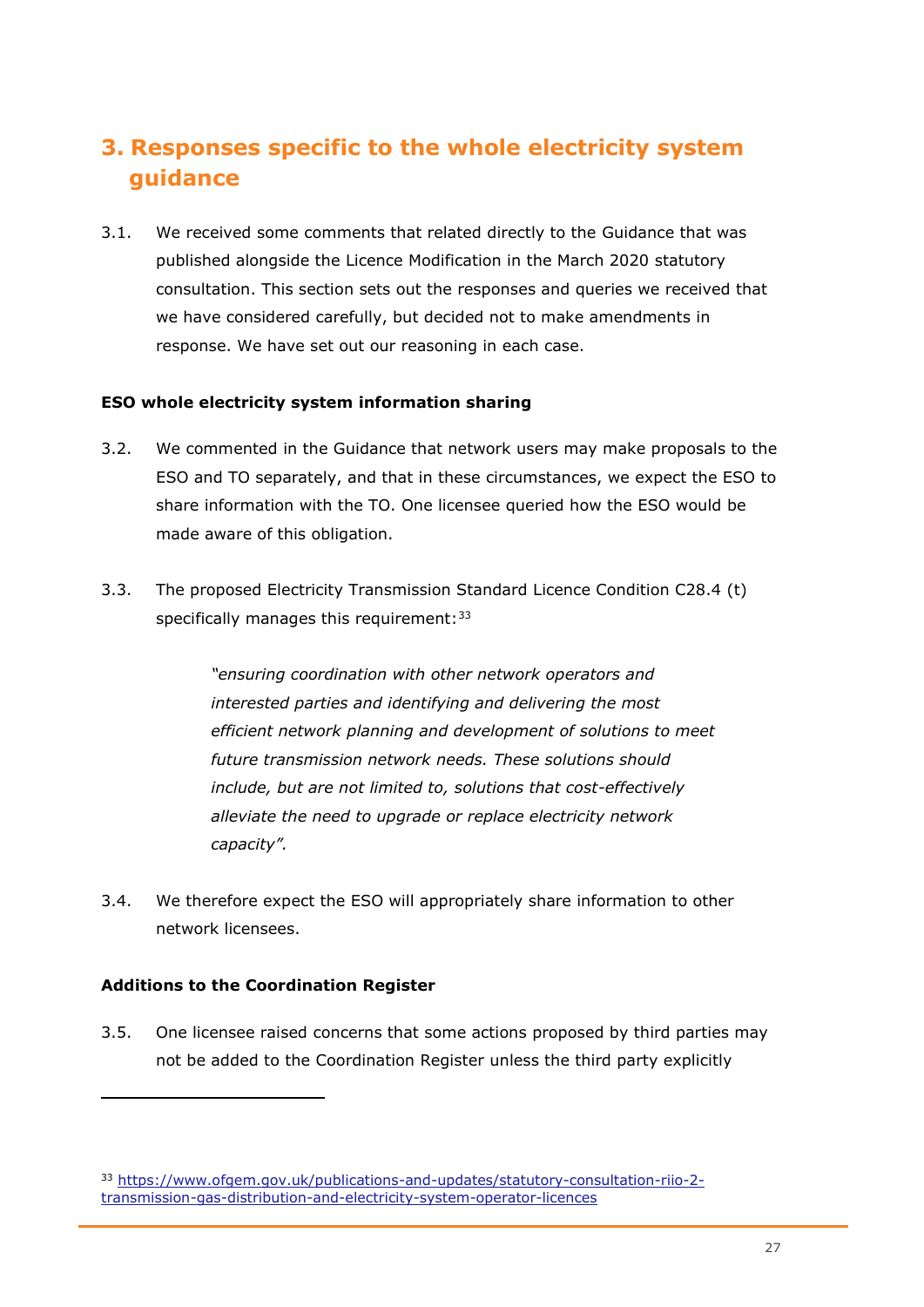## 3. Responses specific to the whole electricity system guidance

3.1. We received some comments that related directly to the Guidance that was published alongside the Licence Modification in the March 2020 statutory consultation. This section sets out the responses and queries we received that we have considered carefully, but decided not to make amendments in response. We have set out our reasoning in each case.

**ESO whole electricity system information sharing**

3.2. We commented in the Guidance that network users may make proposals to the ESO and TO separately, and that in these circumstances, we expect the ESO to share information with the TO. One licensee queried how the ESO would be made aware of this obligation.

3.3. The proposed Electricity Transmission Standard Licence Condition C28.4 (t) specifically manages this requirement:[33]

> *"ensuring coordination with other network operators and interested parties and identifying and delivering the most efficient network planning and development of solutions to meet future transmission network needs. These solutions should include, but are not limited to, solutions that cost-effectively alleviate the need to upgrade or replace electricity network capacity".*

3.4. We therefore expect the ESO will appropriately share information to other network licensees.

**Additions to the Coordination Register**

3.5. One licensee raised concerns that some actions proposed by third parties may not be added to the Coordination Register unless the third party explicitly

---

[33] https://www.ofgem.gov.uk/publications-and-updates/statutory-consultation-riio-2-transmission-gas-distribution-and-electricity-system-operator-licences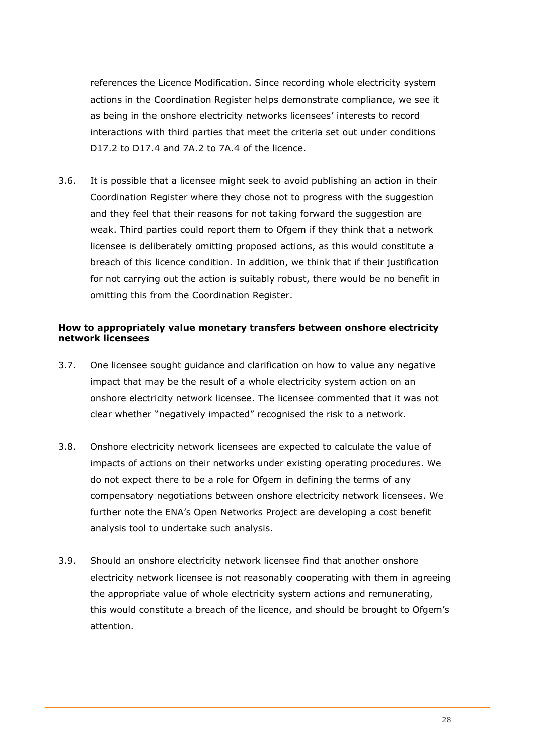references the Licence Modification. Since recording whole electricity system actions in the Coordination Register helps demonstrate compliance, we see it as being in the onshore electricity networks licensees' interests to record interactions with third parties that meet the criteria set out under conditions D17.2 to D17.4 and 7A.2 to 7A.4 of the licence.

3.6. It is possible that a licensee might seek to avoid publishing an action in their Coordination Register where they chose not to progress with the suggestion and they feel that their reasons for not taking forward the suggestion are weak. Third parties could report them to Ofgem if they think that a network licensee is deliberately omitting proposed actions, as this would constitute a breach of this licence condition. In addition, we think that if their justification for not carrying out the action is suitably robust, there would be no benefit in omitting this from the Coordination Register.

**How to appropriately value monetary transfers between onshore electricity network licensees**

3.7. One licensee sought guidance and clarification on how to value any negative impact that may be the result of a whole electricity system action on an onshore electricity network licensee. The licensee commented that it was not clear whether "negatively impacted" recognised the risk to a network.

3.8. Onshore electricity network licensees are expected to calculate the value of impacts of actions on their networks under existing operating procedures. We do not expect there to be a role for Ofgem in defining the terms of any compensatory negotiations between onshore electricity network licensees. We further note the ENA's Open Networks Project are developing a cost benefit analysis tool to undertake such analysis.

3.9. Should an onshore electricity network licensee find that another onshore electricity network licensee is not reasonably cooperating with them in agreeing the appropriate value of whole electricity system actions and remunerating, this would constitute a breach of the licence, and should be brought to Ofgem's attention.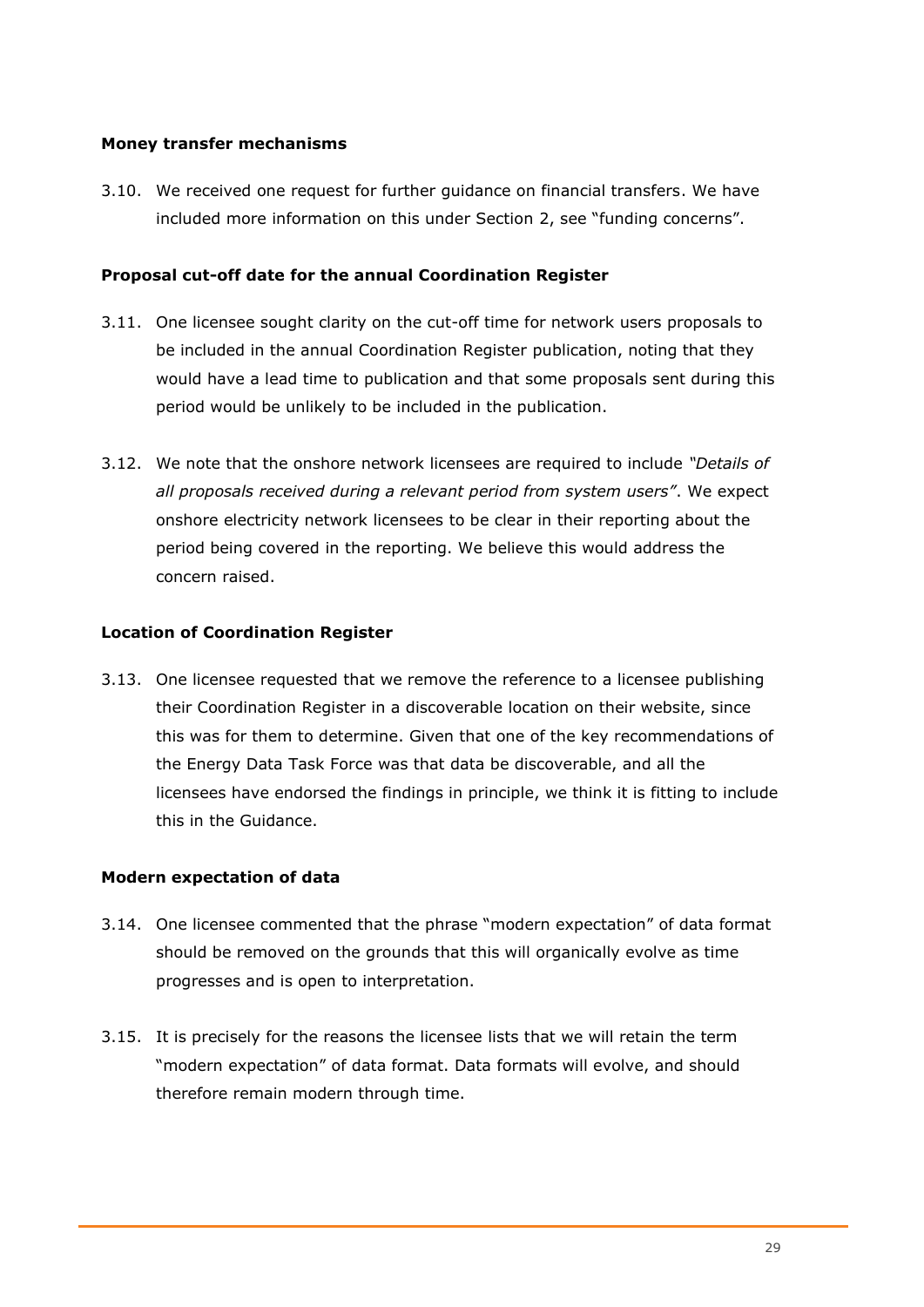**Money transfer mechanisms**

3.10. We received one request for further guidance on financial transfers. We have included more information on this under Section 2, see "funding concerns".

**Proposal cut-off date for the annual Coordination Register**

3.11. One licensee sought clarity on the cut-off time for network users proposals to be included in the annual Coordination Register publication, noting that they would have a lead time to publication and that some proposals sent during this period would be unlikely to be included in the publication.

3.12. We note that the onshore network licensees are required to include *"Details of all proposals received during a relevant period from system users"*. We expect onshore electricity network licensees to be clear in their reporting about the period being covered in the reporting. We believe this would address the concern raised.

**Location of Coordination Register**

3.13. One licensee requested that we remove the reference to a licensee publishing their Coordination Register in a discoverable location on their website, since this was for them to determine. Given that one of the key recommendations of the Energy Data Task Force was that data be discoverable, and all the licensees have endorsed the findings in principle, we think it is fitting to include this in the Guidance.

**Modern expectation of data**

3.14. One licensee commented that the phrase "modern expectation" of data format should be removed on the grounds that this will organically evolve as time progresses and is open to interpretation.

3.15. It is precisely for the reasons the licensee lists that we will retain the term "modern expectation" of data format. Data formats will evolve, and should therefore remain modern through time.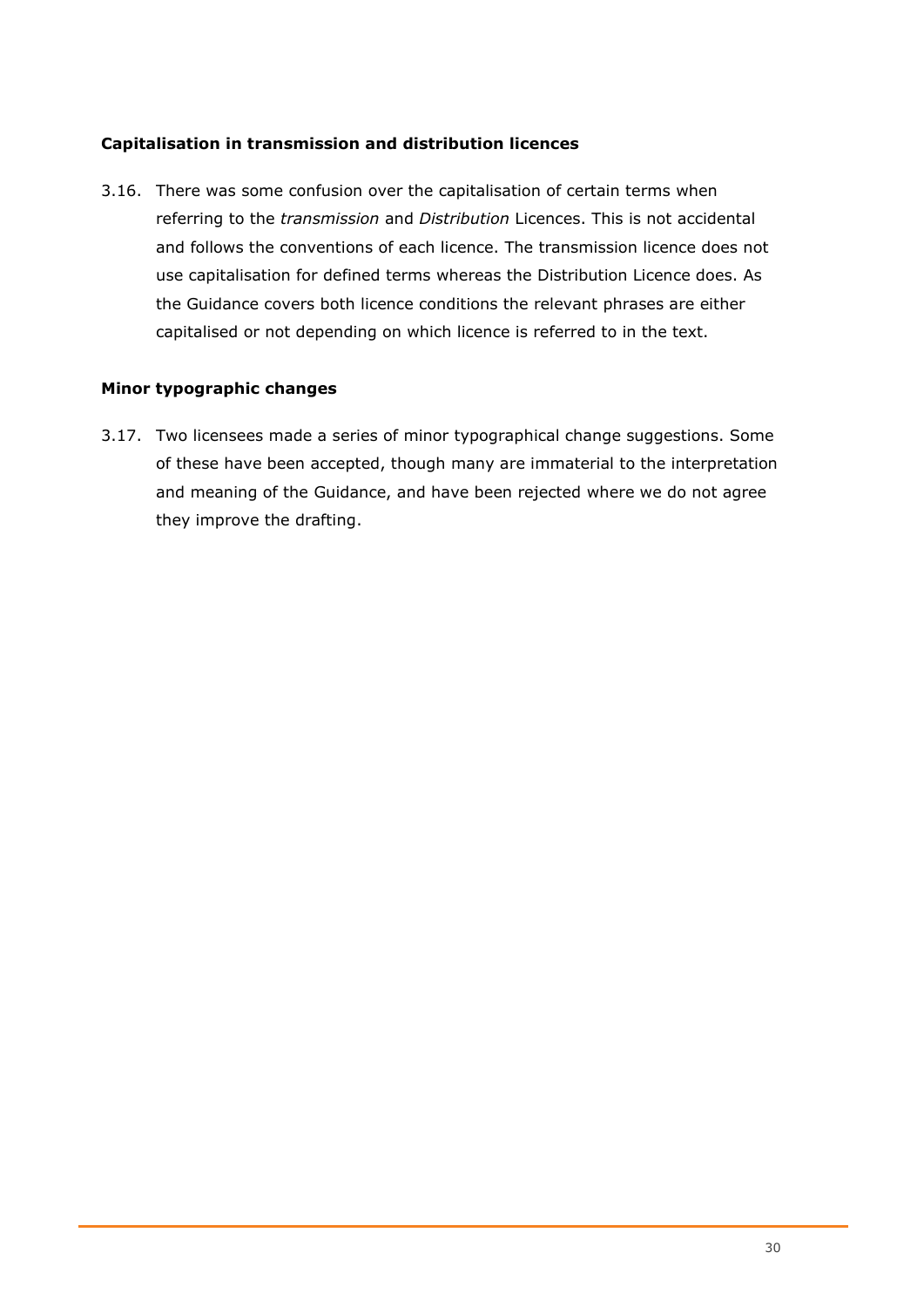### Capitalisation in transmission and distribution licences

3.16. There was some confusion over the capitalisation of certain terms when referring to the *transmission* and *Distribution* Licences. This is not accidental and follows the conventions of each licence. The transmission licence does not use capitalisation for defined terms whereas the Distribution Licence does. As the Guidance covers both licence conditions the relevant phrases are either capitalised or not depending on which licence is referred to in the text.

### Minor typographic changes

3.17. Two licensees made a series of minor typographical change suggestions. Some of these have been accepted, though many are immaterial to the interpretation and meaning of the Guidance, and have been rejected where we do not agree they improve the drafting.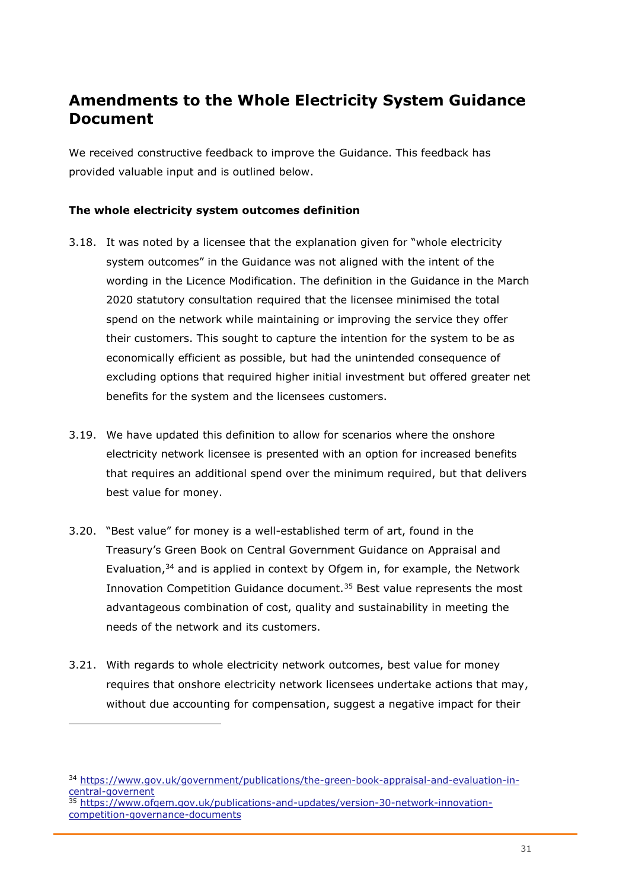## Amendments to the Whole Electricity System Guidance Document

We received constructive feedback to improve the Guidance. This feedback has provided valuable input and is outlined below.

**The whole electricity system outcomes definition**

3.18. It was noted by a licensee that the explanation given for "whole electricity system outcomes" in the Guidance was not aligned with the intent of the wording in the Licence Modification. The definition in the Guidance in the March 2020 statutory consultation required that the licensee minimised the total spend on the network while maintaining or improving the service they offer their customers. This sought to capture the intention for the system to be as economically efficient as possible, but had the unintended consequence of excluding options that required higher initial investment but offered greater net benefits for the system and the licensees customers.

3.19. We have updated this definition to allow for scenarios where the onshore electricity network licensee is presented with an option for increased benefits that requires an additional spend over the minimum required, but that delivers best value for money.

3.20. "Best value" for money is a well-established term of art, found in the Treasury's Green Book on Central Government Guidance on Appraisal and Evaluation,[34] and is applied in context by Ofgem in, for example, the Network Innovation Competition Guidance document.[35] Best value represents the most advantageous combination of cost, quality and sustainability in meeting the needs of the network and its customers.

3.21. With regards to whole electricity network outcomes, best value for money requires that onshore electricity network licensees undertake actions that may, without due accounting for compensation, suggest a negative impact for their

---

[34] https://www.gov.uk/government/publications/the-green-book-appraisal-and-evaluation-in-central-governent

[35] https://www.ofgem.gov.uk/publications-and-updates/version-30-network-innovation-competition-governance-documents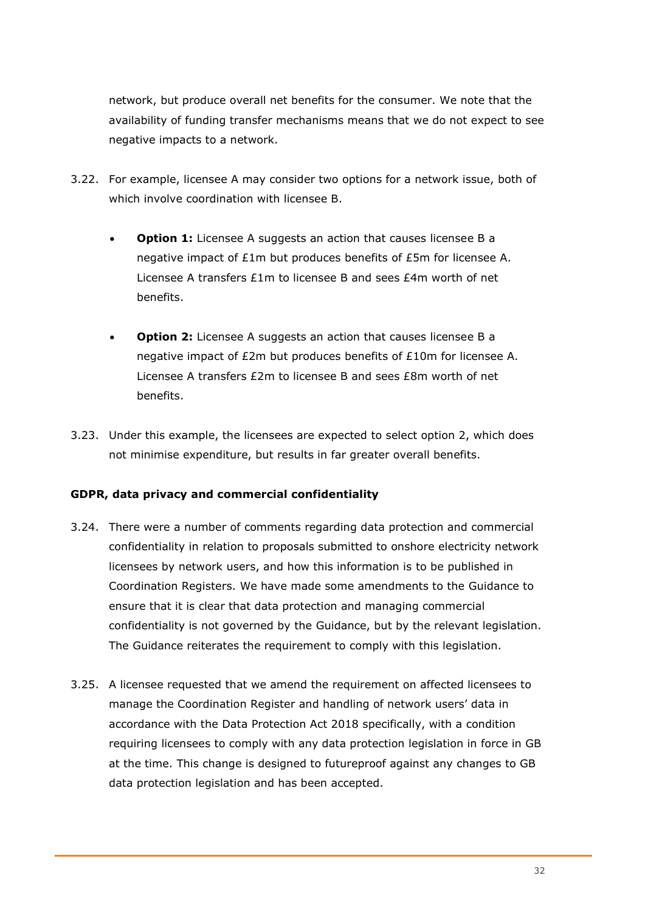network, but produce overall net benefits for the consumer. We note that the availability of funding transfer mechanisms means that we do not expect to see negative impacts to a network.

3.22. For example, licensee A may consider two options for a network issue, both of which involve coordination with licensee B.

- **Option 1:** Licensee A suggests an action that causes licensee B a negative impact of £1m but produces benefits of £5m for licensee A. Licensee A transfers £1m to licensee B and sees £4m worth of net benefits.

- **Option 2:** Licensee A suggests an action that causes licensee B a negative impact of £2m but produces benefits of £10m for licensee A. Licensee A transfers £2m to licensee B and sees £8m worth of net benefits.

3.23. Under this example, the licensees are expected to select option 2, which does not minimise expenditure, but results in far greater overall benefits.

### GDPR, data privacy and commercial confidentiality

3.24. There were a number of comments regarding data protection and commercial confidentiality in relation to proposals submitted to onshore electricity network licensees by network users, and how this information is to be published in Coordination Registers. We have made some amendments to the Guidance to ensure that it is clear that data protection and managing commercial confidentiality is not governed by the Guidance, but by the relevant legislation. The Guidance reiterates the requirement to comply with this legislation.

3.25. A licensee requested that we amend the requirement on affected licensees to manage the Coordination Register and handling of network users' data in accordance with the Data Protection Act 2018 specifically, with a condition requiring licensees to comply with any data protection legislation in force in GB at the time. This change is designed to futureproof against any changes to GB data protection legislation and has been accepted.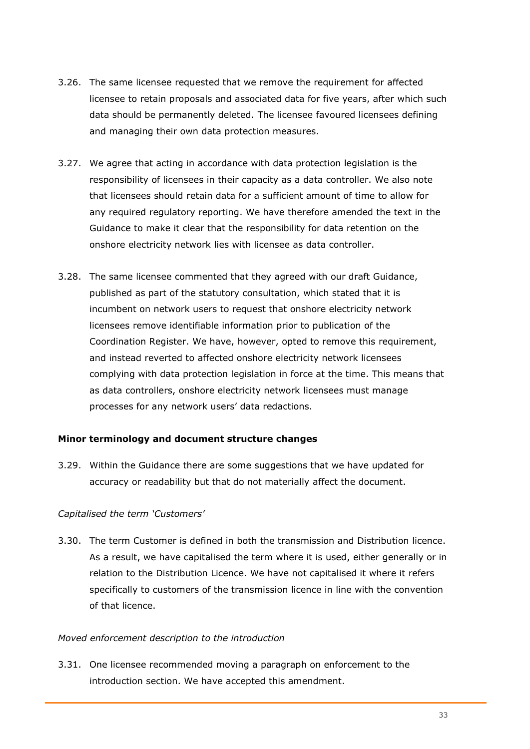3.26. The same licensee requested that we remove the requirement for affected licensee to retain proposals and associated data for five years, after which such data should be permanently deleted. The licensee favoured licensees defining and managing their own data protection measures.

3.27. We agree that acting in accordance with data protection legislation is the responsibility of licensees in their capacity as a data controller. We also note that licensees should retain data for a sufficient amount of time to allow for any required regulatory reporting. We have therefore amended the text in the Guidance to make it clear that the responsibility for data retention on the onshore electricity network lies with licensee as data controller.

3.28. The same licensee commented that they agreed with our draft Guidance, published as part of the statutory consultation, which stated that it is incumbent on network users to request that onshore electricity network licensees remove identifiable information prior to publication of the Coordination Register. We have, however, opted to remove this requirement, and instead reverted to affected onshore electricity network licensees complying with data protection legislation in force at the time. This means that as data controllers, onshore electricity network licensees must manage processes for any network users' data redactions.

**Minor terminology and document structure changes**

3.29. Within the Guidance there are some suggestions that we have updated for accuracy or readability but that do not materially affect the document.

*Capitalised the term 'Customers'*

3.30. The term Customer is defined in both the transmission and Distribution licence. As a result, we have capitalised the term where it is used, either generally or in relation to the Distribution Licence. We have not capitalised it where it refers specifically to customers of the transmission licence in line with the convention of that licence.

*Moved enforcement description to the introduction*

3.31. One licensee recommended moving a paragraph on enforcement to the introduction section. We have accepted this amendment.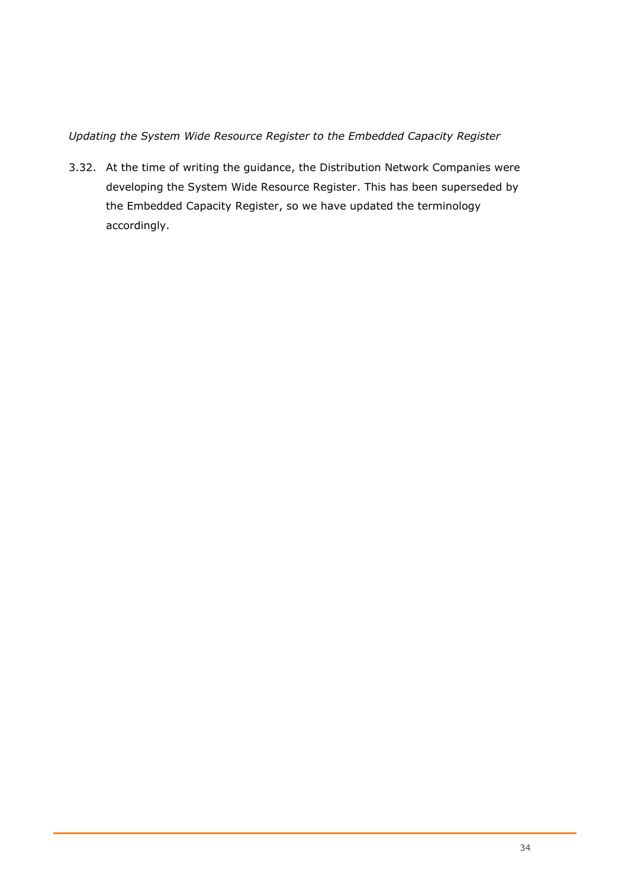*Updating the System Wide Resource Register to the Embedded Capacity Register*

3.32. At the time of writing the guidance, the Distribution Network Companies were developing the System Wide Resource Register. This has been superseded by the Embedded Capacity Register, so we have updated the terminology accordingly.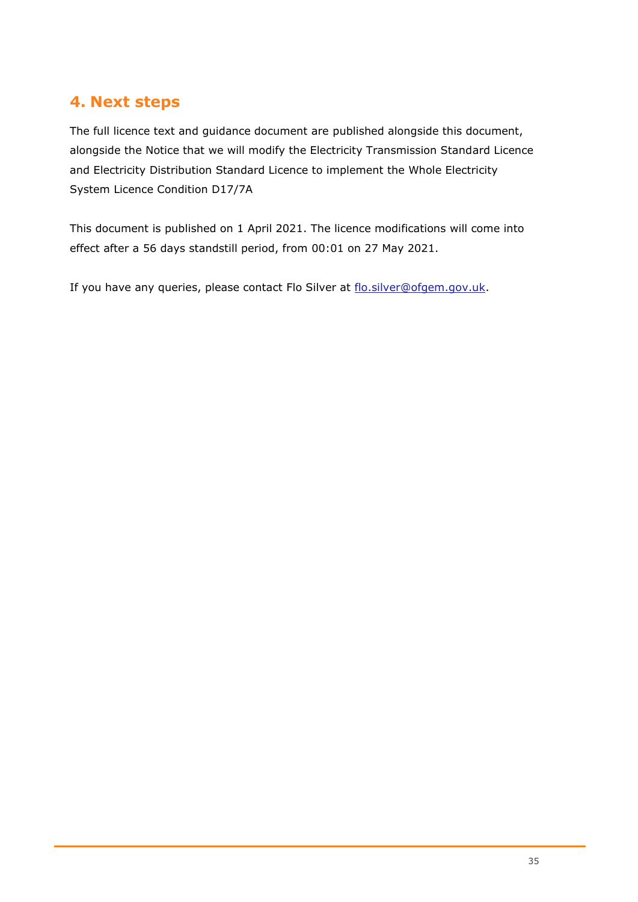## 4. Next steps

The full licence text and guidance document are published alongside this document, alongside the Notice that we will modify the Electricity Transmission Standard Licence and Electricity Distribution Standard Licence to implement the Whole Electricity System Licence Condition D17/7A

This document is published on 1 April 2021. The licence modifications will come into effect after a 56 days standstill period, from 00:01 on 27 May 2021.

If you have any queries, please contact Flo Silver at flo.silver@ofgem.gov.uk.